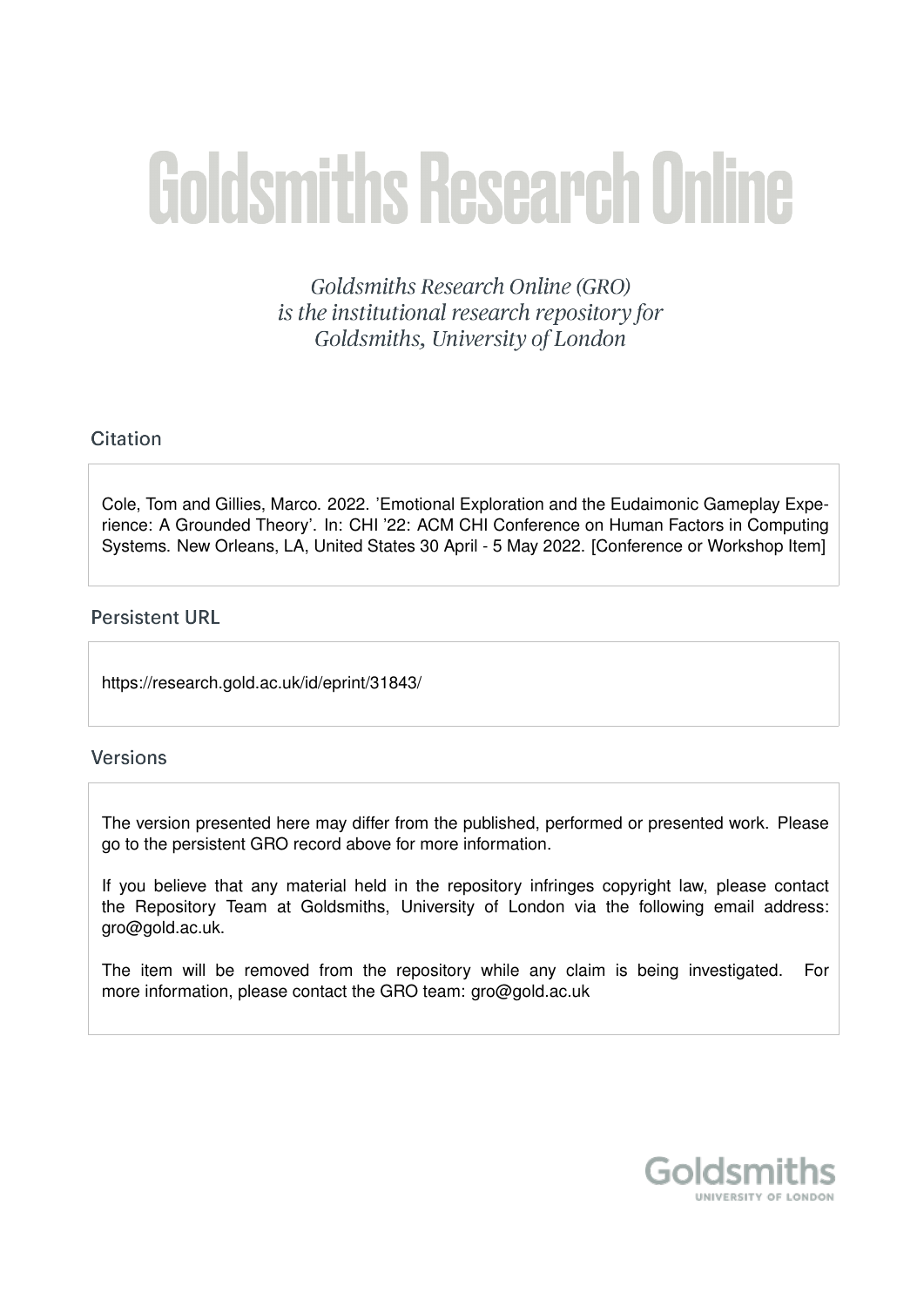# Goldsmiths Research Online

*Goldsmiths Research Online (GRO) is the institutional research repository for Goldsmiths, University of London*

## Citation

Cole, Tom and Gillies, Marco. 2022. 'Emotional Exploration and the Eudaimonic Gameplay Experience: A Grounded Theory'. In: CHI '22: ACM CHI Conference on Human Factors in Computing Systems. New Orleans, LA, United States 30 April - 5 May 2022. [Conference or Workshop Item]

## Persistent URL

https://research.gold.ac.uk/id/eprint/31843/

## Versions

The version presented here may differ from the published, performed or presented work. Please go to the persistent GRO record above for more information.

If you believe that any material held in the repository infringes copyright law, please contact the Repository Team at Goldsmiths, University of London via the following email address: gro@gold.ac.uk.

The item will be removed from the repository while any claim is being investigated. For more information, please contact the GRO team: gro@gold.ac.uk

Goldsmiths
UNIVERSITY OF LONDON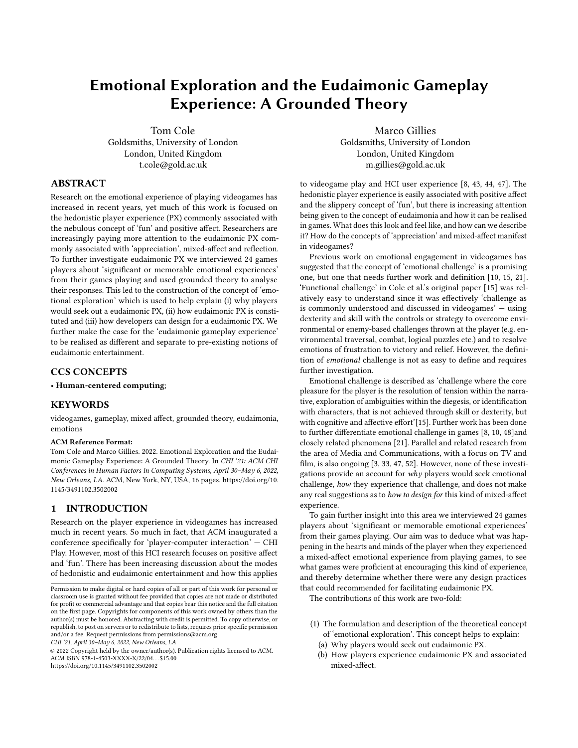# Emotional Exploration and the Eudaimonic Gameplay Experience: A Grounded Theory

Tom Cole
Goldsmiths, University of London
London, United Kingdom
t.cole@gold.ac.uk

Marco Gillies
Goldsmiths, University of London
London, United Kingdom
m.gillies@gold.ac.uk

## ABSTRACT

Research on the emotional experience of playing videogames has increased in recent years, yet much of this work is focused on the hedonistic player experience (PX) commonly associated with the nebulous concept of 'fun' and positive affect. Researchers are increasingly paying more attention to the eudaimonic PX commonly associated with 'appreciation', mixed-affect and reflection. To further investigate eudaimonic PX we interviewed 24 games players about 'significant or memorable emotional experiences' from their games playing and used grounded theory to analyse their responses. This led to the construction of the concept of 'emotional exploration' which is used to help explain (i) why players would seek out a eudaimonic PX, (ii) how eudaimonic PX is constituted and (iii) how developers can design for a eudaimonic PX. We further make the case for the 'eudaimonic gameplay experience' to be realised as different and separate to pre-existing notions of eudaimonic entertainment.

## CCS CONCEPTS

• **Human-centered computing**;

## KEYWORDS

videogames, gameplay, mixed affect, grounded theory, eudaimonia, emotions

**ACM Reference Format:**
Tom Cole and Marco Gillies. 2022. Emotional Exploration and the Eudaimonic Gameplay Experience: A Grounded Theory. In *CHI '21: ACM CHI Conferences in Human Factors in Computing Systems, April 30–May 6, 2022, New Orleans, LA.* ACM, New York, NY, USA, 16 pages. https://doi.org/10.1145/3491102.3502002

## 1 INTRODUCTION

Research on the player experience in videogames has increased much in recent years. So much in fact, that ACM inaugurated a conference specifically for 'player-computer interaction' — CHI Play. However, most of this HCI research focuses on positive affect and 'fun'. There has been increasing discussion about the modes of hedonistic and eudaimonic entertainment and how this applies to videogame play and HCI user experience [8, 43, 44, 47]. The hedonistic player experience is easily associated with positive affect and the slippery concept of 'fun', but there is increasing attention being given to the concept of eudaimonia and how it can be realised in games. What does this look and feel like, and how can we describe it? How do the concepts of 'appreciation' and mixed-affect manifest in videogames?

Previous work on emotional engagement in videogames has suggested that the concept of 'emotional challenge' is a promising one, but one that needs further work and definition [10, 15, 21]. 'Functional challenge' in Cole et al.'s original paper [15] was relatively easy to understand since it was effectively 'challenge as is commonly understood and discussed in videogames' — using dexterity and skill with the controls or strategy to overcome environmental or enemy-based challenges thrown at the player (e.g. environmental traversal, combat, logical puzzles etc.) and to resolve emotions of frustration to victory and relief. However, the definition of *emotional* challenge is not as easy to define and requires further investigation.

Emotional challenge is described as 'challenge where the core pleasure for the player is the resolution of tension within the narrative, exploration of ambiguities within the diegesis, or identification with characters, that is not achieved through skill or dexterity, but with cognitive and affective effort'[15]. Further work has been done to further differentiate emotional challenge in games [8, 10, 48]and closely related phenomena [21]. Parallel and related research from the area of Media and Communications, with a focus on TV and film, is also ongoing [3, 33, 47, 52]. However, none of these investigations provide an account for *why* players would seek emotional challenge, *how* they experience that challenge, and does not make any real suggestions as to *how to design for* this kind of mixed-affect experience.

To gain further insight into this area we interviewed 24 games players about 'significant or memorable emotional experiences' from their games playing. Our aim was to deduce what was happening in the hearts and minds of the player when they experienced a mixed-affect emotional experience from playing games, to see what games were proficient at encouraging this kind of experience, and thereby determine whether there were any design practices that could recommended for facilitating eudaimonic PX.

The contributions of this work are two-fold:

(1) The formulation and description of the theoretical concept of 'emotional exploration'. This concept helps to explain:
  (a) Why players would seek out eudaimonic PX.
  (b) How players experience eudaimonic PX and associated mixed-affect.

Permission to make digital or hard copies of all or part of this work for personal or classroom use is granted without fee provided that copies are not made or distributed for profit or commercial advantage and that copies bear this notice and the full citation on the first page. Copyrights for components of this work owned by others than the author(s) must be honored. Abstracting with credit is permitted. To copy otherwise, or republish, to post on servers or to redistribute to lists, requires prior specific permission and/or a fee. Request permissions from permissions@acm.org.
*CHI '21, April 30–May 6, 2022, New Orleans, LA*
© 2022 Copyright held by the owner/author(s). Publication rights licensed to ACM.
ACM ISBN 978-1-4503-XXXX-X/22/04…$15.00
https://doi.org/10.1145/3491102.3502002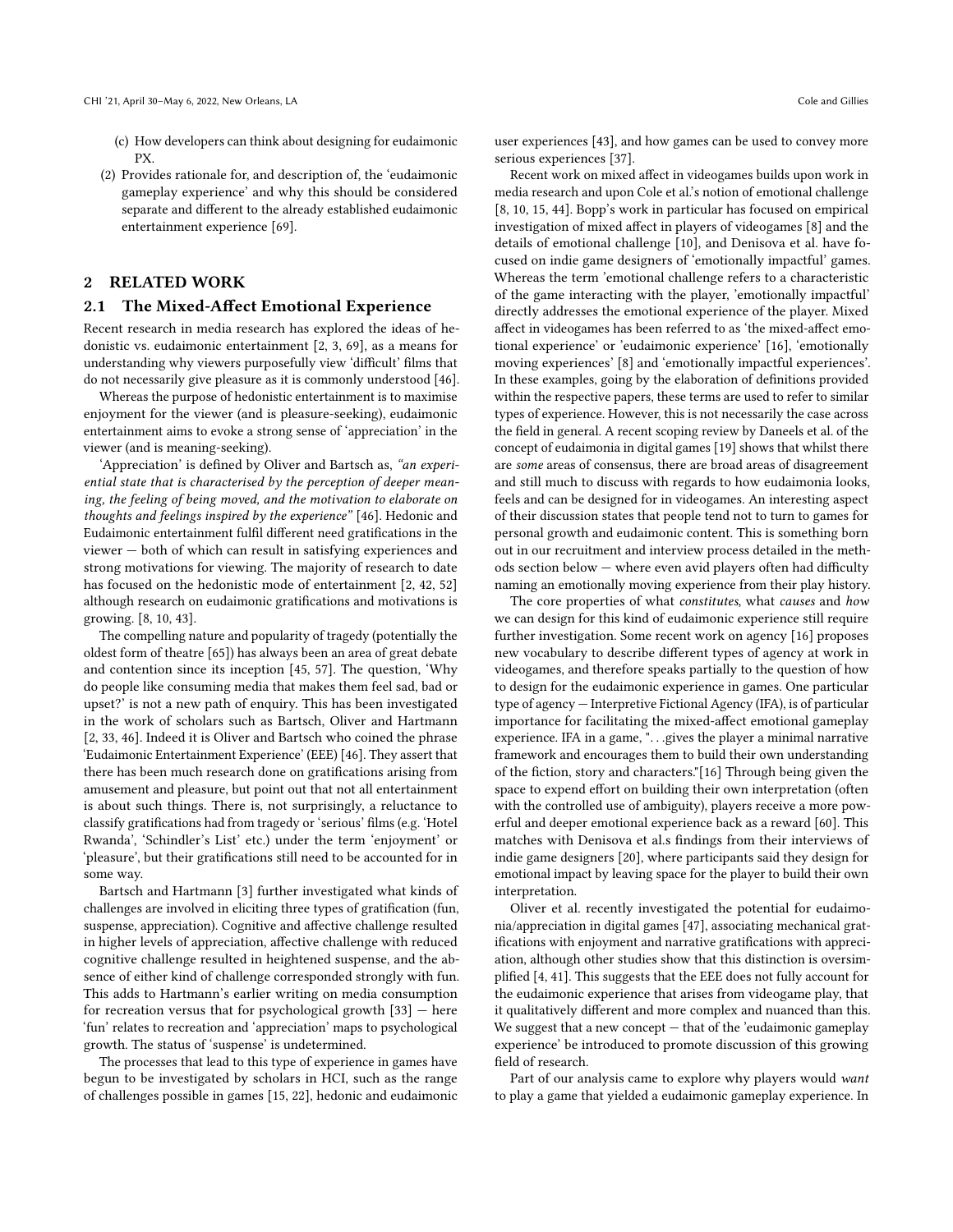(c) How developers can think about designing for eudaimonic PX.

(2) Provides rationale for, and description of, the 'eudaimonic gameplay experience' and why this should be considered separate and different to the already established eudaimonic entertainment experience [69].

## 2 RELATED WORK

### 2.1 The Mixed-Affect Emotional Experience

Recent research in media research has explored the ideas of hedonistic vs. eudaimonic entertainment [2, 3, 69], as a means for understanding why viewers purposefully view 'difficult' films that do not necessarily give pleasure as it is commonly understood [46].

Whereas the purpose of hedonistic entertainment is to maximise enjoyment for the viewer (and is pleasure-seeking), eudaimonic entertainment aims to evoke a strong sense of 'appreciation' in the viewer (and is meaning-seeking).

'Appreciation' is defined by Oliver and Bartsch as, *"an experiential state that is characterised by the perception of deeper meaning, the feeling of being moved, and the motivation to elaborate on thoughts and feelings inspired by the experience"* [46]. Hedonic and Eudaimonic entertainment fulfil different need gratifications in the viewer — both of which can result in satisfying experiences and strong motivations for viewing. The majority of research to date has focused on the hedonistic mode of entertainment [2, 42, 52] although research on eudaimonic gratifications and motivations is growing. [8, 10, 43].

The compelling nature and popularity of tragedy (potentially the oldest form of theatre [65]) has always been an area of great debate and contention since its inception [45, 57]. The question, 'Why do people like consuming media that makes them feel sad, bad or upset?' is not a new path of enquiry. This has been investigated in the work of scholars such as Bartsch, Oliver and Hartmann [2, 33, 46]. Indeed it is Oliver and Bartsch who coined the phrase 'Eudaimonic Entertainment Experience' (EEE) [46]. They assert that there has been much research done on gratifications arising from amusement and pleasure, but point out that not all entertainment is about such things. There is, not surprisingly, a reluctance to classify gratifications had from tragedy or 'serious' films (e.g. 'Hotel Rwanda', 'Schindler's List' etc.) under the term 'enjoyment' or 'pleasure', but their gratifications still need to be accounted for in some way.

Bartsch and Hartmann [3] further investigated what kinds of challenges are involved in eliciting three types of gratification (fun, suspense, appreciation). Cognitive and affective challenge resulted in higher levels of appreciation, affective challenge with reduced cognitive challenge resulted in heightened suspense, and the absence of either kind of challenge corresponded strongly with fun. This adds to Hartmann's earlier writing on media consumption for recreation versus that for psychological growth [33] — here 'fun' relates to recreation and 'appreciation' maps to psychological growth. The status of 'suspense' is undetermined.

The processes that lead to this type of experience in games have begun to be investigated by scholars in HCI, such as the range of challenges possible in games [15, 22], hedonic and eudaimonic user experiences [43], and how games can be used to convey more serious experiences [37].

Recent work on mixed affect in videogames builds upon work in media research and upon Cole et al.'s notion of emotional challenge [8, 10, 15, 44]. Bopp's work in particular has focused on empirical investigation of mixed affect in players of videogames [8] and the details of emotional challenge [10], and Denisova et al. have focused on indie game designers of 'emotionally impactful' games. Whereas the term 'emotional challenge refers to a characteristic of the game interacting with the player, 'emotionally impactful' directly addresses the emotional experience of the player. Mixed affect in videogames has been referred to as 'the mixed-affect emotional experience' or 'eudaimonic experience' [16], 'emotionally moving experiences' [8] and 'emotionally impactful experiences'. In these examples, going by the elaboration of definitions provided within the respective papers, these terms are used to refer to similar types of experience. However, this is not necessarily the case across the field in general. A recent scoping review by Daneels et al. of the concept of eudaimonia in digital games [19] shows that whilst there are *some* areas of consensus, there are broad areas of disagreement and still much to discuss with regards to how eudaimonia looks, feels and can be designed for in videogames. An interesting aspect of their discussion states that people tend not to turn to games for personal growth and eudaimonic content. This is something born out in our recruitment and interview process detailed in the methods section below — where even avid players often had difficulty naming an emotionally moving experience from their play history.

The core properties of what *constitutes*, what *causes* and *how* we can design for this kind of eudaimonic experience still require further investigation. Some recent work on agency [16] proposes new vocabulary to describe different types of agency at work in videogames, and therefore speaks partially to the question of how to design for the eudaimonic experience in games. One particular type of agency — Interpretive Fictional Agency (IFA), is of particular importance for facilitating the mixed-affect emotional gameplay experience. IFA in a game, ". . .gives the player a minimal narrative framework and encourages them to build their own understanding of the fiction, story and characters."[16] Through being given the space to expend effort on building their own interpretation (often with the controlled use of ambiguity), players receive a more powerful and deeper emotional experience back as a reward [60]. This matches with Denisova et al.s findings from their interviews of indie game designers [20], where participants said they design for emotional impact by leaving space for the player to build their own interpretation.

Oliver et al. recently investigated the potential for eudaimonia/appreciation in digital games [47], associating mechanical gratifications with enjoyment and narrative gratifications with appreciation, although other studies show that this distinction is oversimplified [4, 41]. This suggests that the EEE does not fully account for the eudaimonic experience that arises from videogame play, that it qualitatively different and more complex and nuanced than this. We suggest that a new concept — that of the 'eudaimonic gameplay experience' be introduced to promote discussion of this growing field of research.

Part of our analysis came to explore why players would *want* to play a game that yielded a eudaimonic gameplay experience. In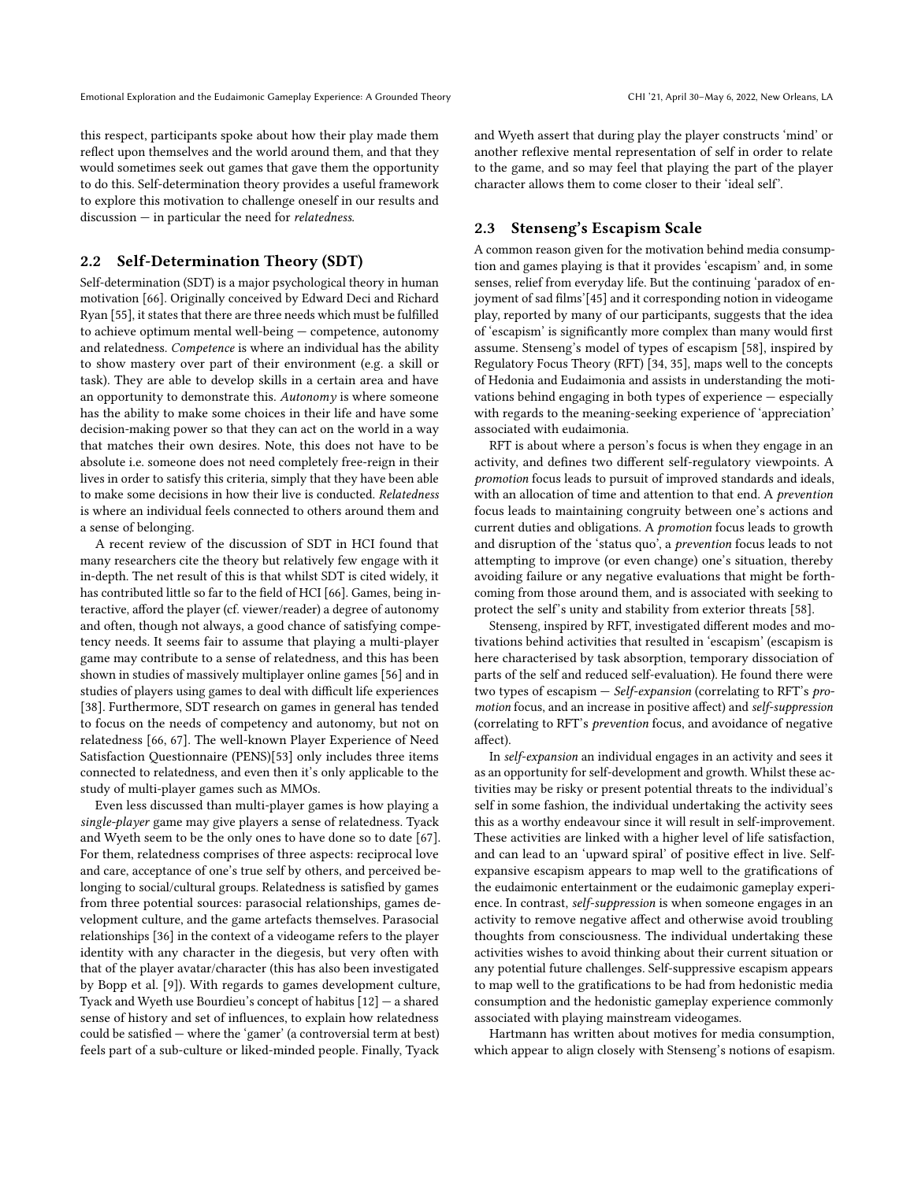this respect, participants spoke about how their play made them reflect upon themselves and the world around them, and that they would sometimes seek out games that gave them the opportunity to do this. Self-determination theory provides a useful framework to explore this motivation to challenge oneself in our results and discussion — in particular the need for *relatedness*.

## 2.2 Self-Determination Theory (SDT)

Self-determination (SDT) is a major psychological theory in human motivation [66]. Originally conceived by Edward Deci and Richard Ryan [55], it states that there are three needs which must be fulfilled to achieve optimum mental well-being — competence, autonomy and relatedness. *Competence* is where an individual has the ability to show mastery over part of their environment (e.g. a skill or task). They are able to develop skills in a certain area and have an opportunity to demonstrate this. *Autonomy* is where someone has the ability to make some choices in their life and have some decision-making power so that they can act on the world in a way that matches their own desires. Note, this does not have to be absolute i.e. someone does not need completely free-reign in their lives in order to satisfy this criteria, simply that they have been able to make some decisions in how their live is conducted. *Relatedness* is where an individual feels connected to others around them and a sense of belonging.

A recent review of the discussion of SDT in HCI found that many researchers cite the theory but relatively few engage with it in-depth. The net result of this is that whilst SDT is cited widely, it has contributed little so far to the field of HCI [66]. Games, being interactive, afford the player (cf. viewer/reader) a degree of autonomy and often, though not always, a good chance of satisfying competency needs. It seems fair to assume that playing a multi-player game may contribute to a sense of relatedness, and this has been shown in studies of massively multiplayer online games [56] and in studies of players using games to deal with difficult life experiences [38]. Furthermore, SDT research on games in general has tended to focus on the needs of competency and autonomy, but not on relatedness [66, 67]. The well-known Player Experience of Need Satisfaction Questionnaire (PENS)[53] only includes three items connected to relatedness, and even then it's only applicable to the study of multi-player games such as MMOs.

Even less discussed than multi-player games is how playing a *single-player* game may give players a sense of relatedness. Tyack and Wyeth seem to be the only ones to have done so to date [67]. For them, relatedness comprises of three aspects: reciprocal love and care, acceptance of one's true self by others, and perceived belonging to social/cultural groups. Relatedness is satisfied by games from three potential sources: parasocial relationships, games development culture, and the game artefacts themselves. Parasocial relationships [36] in the context of a videogame refers to the player identity with any character in the diegesis, but very often with that of the player avatar/character (this has also been investigated by Bopp et al. [9]). With regards to games development culture, Tyack and Wyeth use Bourdieu's concept of habitus [12] — a shared sense of history and set of influences, to explain how relatedness could be satisfied — where the 'gamer' (a controversial term at best) feels part of a sub-culture or liked-minded people. Finally, Tyack and Wyeth assert that during play the player constructs 'mind' or another reflexive mental representation of self in order to relate to the game, and so may feel that playing the part of the player character allows them to come closer to their 'ideal self'.

## 2.3 Stenseng's Escapism Scale

A common reason given for the motivation behind media consumption and games playing is that it provides 'escapism' and, in some senses, relief from everyday life. But the continuing 'paradox of enjoyment of sad films'[45] and it corresponding notion in videogame play, reported by many of our participants, suggests that the idea of 'escapism' is significantly more complex than many would first assume. Stenseng's model of types of escapism [58], inspired by Regulatory Focus Theory (RFT) [34, 35], maps well to the concepts of Hedonia and Eudaimonia and assists in understanding the motivations behind engaging in both types of experience — especially with regards to the meaning-seeking experience of 'appreciation' associated with eudaimonia.

RFT is about where a person's focus is when they engage in an activity, and defines two different self-regulatory viewpoints. A *promotion* focus leads to pursuit of improved standards and ideals, with an allocation of time and attention to that end. A *prevention* focus leads to maintaining congruity between one's actions and current duties and obligations. A *promotion* focus leads to growth and disruption of the 'status quo', a *prevention* focus leads to not attempting to improve (or even change) one's situation, thereby avoiding failure or any negative evaluations that might be forthcoming from those around them, and is associated with seeking to protect the self's unity and stability from exterior threats [58].

Stenseng, inspired by RFT, investigated different modes and motivations behind activities that resulted in 'escapism' (escapism is here characterised by task absorption, temporary dissociation of parts of the self and reduced self-evaluation). He found there were two types of escapism — *Self-expansion* (correlating to RFT's *promotion* focus, and an increase in positive affect) and *self-suppression* (correlating to RFT's *prevention* focus, and avoidance of negative affect).

In *self-expansion* an individual engages in an activity and sees it as an opportunity for self-development and growth. Whilst these activities may be risky or present potential threats to the individual's self in some fashion, the individual undertaking the activity sees this as a worthy endeavour since it will result in self-improvement. These activities are linked with a higher level of life satisfaction, and can lead to an 'upward spiral' of positive effect in live. Self-expansive escapism appears to map well to the gratifications of the eudaimonic entertainment or the eudaimonic gameplay experience. In contrast, *self-suppression* is when someone engages in an activity to remove negative affect and otherwise avoid troubling thoughts from consciousness. The individual undertaking these activities wishes to avoid thinking about their current situation or any potential future challenges. Self-suppressive escapism appears to map well to the gratifications to be had from hedonistic media consumption and the hedonistic gameplay experience commonly associated with playing mainstream videogames.

Hartmann has written about motives for media consumption, which appear to align closely with Stenseng's notions of esapism.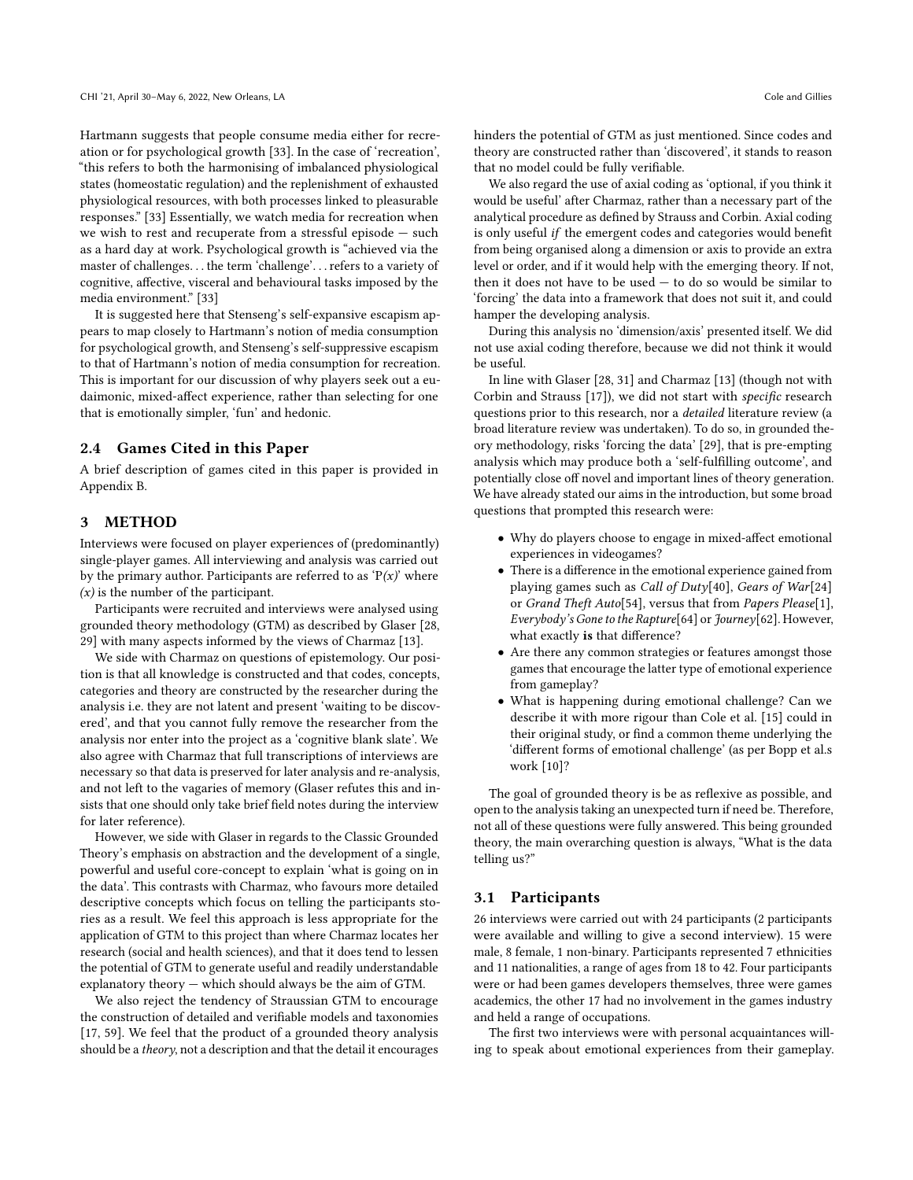Hartmann suggests that people consume media either for recreation or for psychological growth [33]. In the case of 'recreation', "this refers to both the harmonising of imbalanced physiological states (homeostatic regulation) and the replenishment of exhausted physiological resources, with both processes linked to pleasurable responses." [33] Essentially, we watch media for recreation when we wish to rest and recuperate from a stressful episode — such as a hard day at work. Psychological growth is "achieved via the master of challenges. . . the term 'challenge'. . . refers to a variety of cognitive, affective, visceral and behavioural tasks imposed by the media environment." [33]

It is suggested here that Stenseng's self-expansive escapism appears to map closely to Hartmann's notion of media consumption for psychological growth, and Stenseng's self-suppressive escapism to that of Hartmann's notion of media consumption for recreation. This is important for our discussion of why players seek out a eudaimonic, mixed-affect experience, rather than selecting for one that is emotionally simpler, 'fun' and hedonic.

### 2.4 Games Cited in this Paper

A brief description of games cited in this paper is provided in Appendix B.

## 3 METHOD

Interviews were focused on player experiences of (predominantly) single-player games. All interviewing and analysis was carried out by the primary author. Participants are referred to as 'P*(x)*' where *(x)* is the number of the participant.

Participants were recruited and interviews were analysed using grounded theory methodology (GTM) as described by Glaser [28, 29] with many aspects informed by the views of Charmaz [13].

We side with Charmaz on questions of epistemology. Our position is that all knowledge is constructed and that codes, concepts, categories and theory are constructed by the researcher during the analysis i.e. they are not latent and present 'waiting to be discovered', and that you cannot fully remove the researcher from the analysis nor enter into the project as a 'cognitive blank slate'. We also agree with Charmaz that full transcriptions of interviews are necessary so that data is preserved for later analysis and re-analysis, and not left to the vagaries of memory (Glaser refutes this and insists that one should only take brief field notes during the interview for later reference).

However, we side with Glaser in regards to the Classic Grounded Theory's emphasis on abstraction and the development of a single, powerful and useful core-concept to explain 'what is going on in the data'. This contrasts with Charmaz, who favours more detailed descriptive concepts which focus on telling the participants stories as a result. We feel this approach is less appropriate for the application of GTM to this project than where Charmaz locates her research (social and health sciences), and that it does tend to lessen the potential of GTM to generate useful and readily understandable explanatory theory — which should always be the aim of GTM.

We also reject the tendency of Straussian GTM to encourage the construction of detailed and verifiable models and taxonomies [17, 59]. We feel that the product of a grounded theory analysis should be a *theory*, not a description and that the detail it encourages hinders the potential of GTM as just mentioned. Since codes and theory are constructed rather than 'discovered', it stands to reason that no model could be fully verifiable.

We also regard the use of axial coding as 'optional, if you think it would be useful' after Charmaz, rather than a necessary part of the analytical procedure as defined by Strauss and Corbin. Axial coding is only useful *if* the emergent codes and categories would benefit from being organised along a dimension or axis to provide an extra level or order, and if it would help with the emerging theory. If not, then it does not have to be used — to do so would be similar to 'forcing' the data into a framework that does not suit it, and could hamper the developing analysis.

During this analysis no 'dimension/axis' presented itself. We did not use axial coding therefore, because we did not think it would be useful.

In line with Glaser [28, 31] and Charmaz [13] (though not with Corbin and Strauss [17]), we did not start with *specific* research questions prior to this research, nor a *detailed* literature review (a broad literature review was undertaken). To do so, in grounded theory methodology, risks 'forcing the data' [29], that is pre-empting analysis which may produce both a 'self-fulfilling outcome', and potentially close off novel and important lines of theory generation. We have already stated our aims in the introduction, but some broad questions that prompted this research were:

- Why do players choose to engage in mixed-affect emotional experiences in videogames?
- There is a difference in the emotional experience gained from playing games such as *Call of Duty*[40], *Gears of War*[24] or *Grand Theft Auto*[54], versus that from *Papers Please*[1], *Everybody's Gone to the Rapture*[64] or *Journey*[62]. However, what exactly **is** that difference?
- Are there any common strategies or features amongst those games that encourage the latter type of emotional experience from gameplay?
- What is happening during emotional challenge? Can we describe it with more rigour than Cole et al. [15] could in their original study, or find a common theme underlying the 'different forms of emotional challenge' (as per Bopp et al.s work [10]?

The goal of grounded theory is be as reflexive as possible, and open to the analysis taking an unexpected turn if need be. Therefore, not all of these questions were fully answered. This being grounded theory, the main overarching question is always, "What is the data telling us?"

### 3.1 Participants

26 interviews were carried out with 24 participants (2 participants were available and willing to give a second interview). 15 were male, 8 female, 1 non-binary. Participants represented 7 ethnicities and 11 nationalities, a range of ages from 18 to 42. Four participants were or had been games developers themselves, three were games academics, the other 17 had no involvement in the games industry and held a range of occupations.

The first two interviews were with personal acquaintances willing to speak about emotional experiences from their gameplay.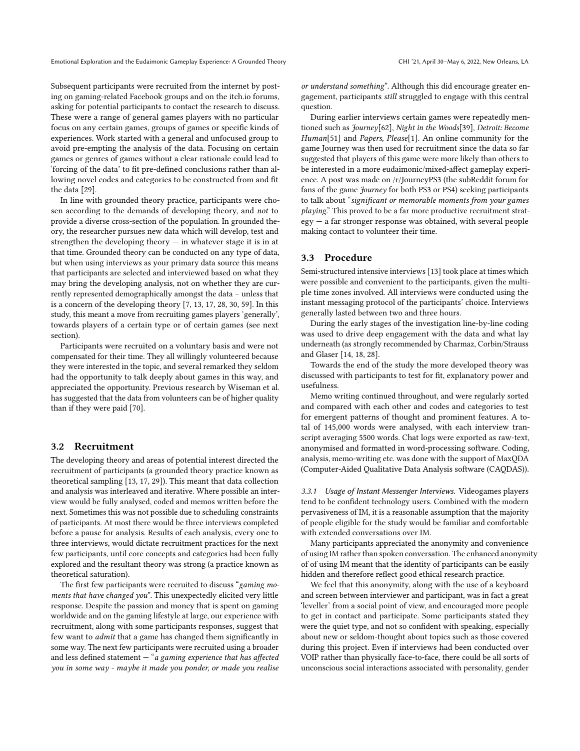Subsequent participants were recruited from the internet by posting on gaming-related Facebook groups and on the itch.io forums, asking for potential participants to contact the research to discuss. These were a range of general games players with no particular focus on any certain games, groups of games or specific kinds of experiences. Work started with a general and unfocused group to avoid pre-empting the analysis of the data. Focusing on certain games or genres of games without a clear rationale could lead to 'forcing of the data' to fit pre-defined conclusions rather than allowing novel codes and categories to be constructed from and fit the data [29].

In line with grounded theory practice, participants were chosen according to the demands of developing theory, and *not* to provide a diverse cross-section of the population. In grounded theory, the researcher pursues new data which will develop, test and strengthen the developing theory — in whatever stage it is in at that time. Grounded theory can be conducted on any type of data, but when using interviews as your primary data source this means that participants are selected and interviewed based on what they may bring the developing analysis, not on whether they are currently represented demographically amongst the data – unless that is a concern of the developing theory [7, 13, 17, 28, 30, 59]. In this study, this meant a move from recruiting games players 'generally', towards players of a certain type or of certain games (see next section).

Participants were recruited on a voluntary basis and were not compensated for their time. They all willingly volunteered because they were interested in the topic, and several remarked they seldom had the opportunity to talk deeply about games in this way, and appreciated the opportunity. Previous research by Wiseman et al. has suggested that the data from volunteers can be of higher quality than if they were paid [70].

## 3.2 Recruitment

The developing theory and areas of potential interest directed the recruitment of participants (a grounded theory practice known as theoretical sampling [13, 17, 29]). This meant that data collection and analysis was interleaved and iterative. Where possible an interview would be fully analysed, coded and memos written before the next. Sometimes this was not possible due to scheduling constraints of participants. At most there would be three interviews completed before a pause for analysis. Results of each analysis, every one to three interviews, would dictate recruitment practices for the next few participants, until core concepts and categories had been fully explored and the resultant theory was strong (a practice known as theoretical saturation).

The first few participants were recruited to discuss "*gaming moments that have changed you*". This unexpectedly elicited very little response. Despite the passion and money that is spent on gaming worldwide and on the gaming lifestyle at large, our experience with recruitment, along with some participants responses, suggest that few want to *admit* that a game has changed them significantly in some way. The next few participants were recruited using a broader and less defined statement — "*a gaming experience that has affected you in some way - maybe it made you ponder, or made you realise or understand something*". Although this did encourage greater engagement, participants *still* struggled to engage with this central question.

During earlier interviews certain games were repeatedly mentioned such as *Journey*[62], *Night in the Woods*[39], *Detroit: Become Human*[51] and *Papers, Please*[1]. An online community for the game Journey was then used for recruitment since the data so far suggested that players of this game were more likely than others to be interested in a more eudaimonic/mixed-affect gameplay experience. A post was made on /r/JourneyPS3 (the subReddit forum for fans of the game *Journey* for both PS3 or PS4) seeking participants to talk about "*significant or memorable moments from your games playing*." This proved to be a far more productive recruitment strategy — a far stronger response was obtained, with several people making contact to volunteer their time.

## 3.3 Procedure

Semi-structured intensive interviews [13] took place at times which were possible and convenient to the participants, given the multiple time zones involved. All interviews were conducted using the instant messaging protocol of the participants' choice. Interviews generally lasted between two and three hours.

During the early stages of the investigation line-by-line coding was used to drive deep engagement with the data and what lay underneath (as strongly recommended by Charmaz, Corbin/Strauss and Glaser [14, 18, 28].

Towards the end of the study the more developed theory was discussed with participants to test for fit, explanatory power and usefulness.

Memo writing continued throughout, and were regularly sorted and compared with each other and codes and categories to test for emergent patterns of thought and prominent features. A total of 145,000 words were analysed, with each interview transcript averaging 5500 words. Chat logs were exported as raw-text, anonymised and formatted in word-processing software. Coding, analysis, memo-writing etc. was done with the support of MaxQDA (Computer-Aided Qualitative Data Analysis software (CAQDAS)).

### 3.3.1 Usage of Instant Messenger Interviews.

Videogames players tend to be confident technology users. Combined with the modern pervasiveness of IM, it is a reasonable assumption that the majority of people eligible for the study would be familiar and comfortable with extended conversations over IM.

Many participants appreciated the anonymity and convenience of using IM rather than spoken conversation. The enhanced anonymity of of using IM meant that the identity of participants can be easily hidden and therefore reflect good ethical research practice.

We feel that this anonymity, along with the use of a keyboard and screen between interviewer and participant, was in fact a great 'leveller' from a social point of view, and encouraged more people to get in contact and participate. Some participants stated they were the quiet type, and not so confident with speaking, especially about new or seldom-thought about topics such as those covered during this project. Even if interviews had been conducted over VOIP rather than physically face-to-face, there could be all sorts of unconscious social interactions associated with personality, gender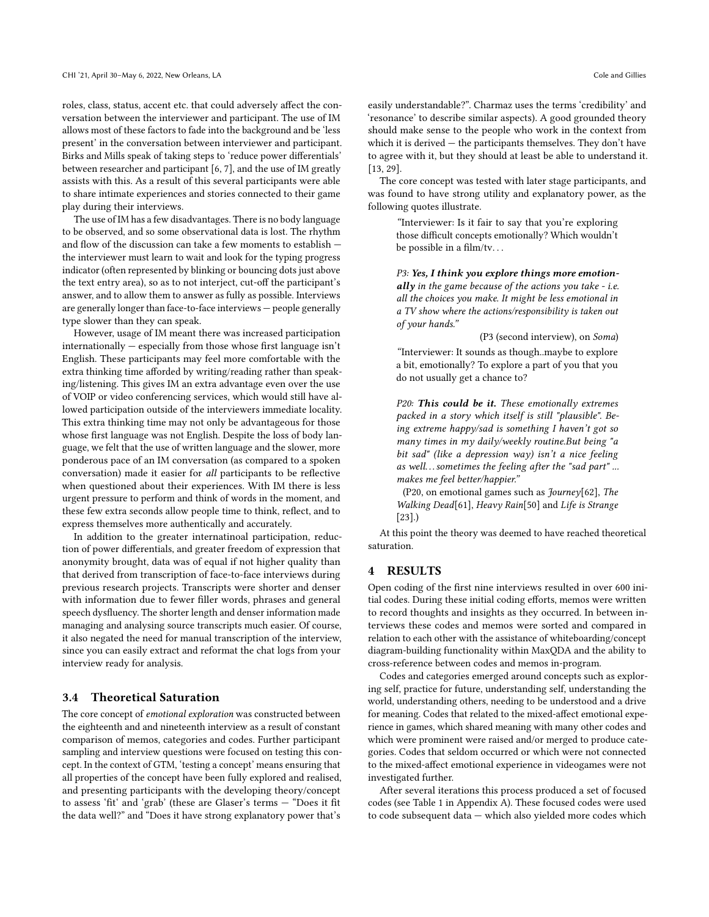roles, class, status, accent etc. that could adversely affect the conversation between the interviewer and participant. The use of IM allows most of these factors to fade into the background and be 'less present' in the conversation between interviewer and participant. Birks and Mills speak of taking steps to 'reduce power differentials' between researcher and participant [6, 7], and the use of IM greatly assists with this. As a result of this several participants were able to share intimate experiences and stories connected to their game play during their interviews.

The use of IM has a few disadvantages. There is no body language to be observed, and so some observational data is lost. The rhythm and flow of the discussion can take a few moments to establish — the interviewer must learn to wait and look for the typing progress indicator (often represented by blinking or bouncing dots just above the text entry area), so as to not interject, cut-off the participant's answer, and to allow them to answer as fully as possible. Interviews are generally longer than face-to-face interviews — people generally type slower than they can speak.

However, usage of IM meant there was increased participation internationally — especially from those whose first language isn't English. These participants may feel more comfortable with the extra thinking time afforded by writing/reading rather than speaking/listening. This gives IM an extra advantage even over the use of VOIP or video conferencing services, which would still have allowed participation outside of the interviewers immediate locality. This extra thinking time may not only be advantageous for those whose first language was not English. Despite the loss of body language, we felt that the use of written language and the slower, more ponderous pace of an IM conversation (as compared to a spoken conversation) made it easier for *all* participants to be reflective when questioned about their experiences. With IM there is less urgent pressure to perform and think of words in the moment, and these few extra seconds allow people time to think, reflect, and to express themselves more authentically and accurately.

In addition to the greater internatinoal participation, reduction of power differentials, and greater freedom of expression that anonymity brought, data was of equal if not higher quality than that derived from transcription of face-to-face interviews during previous research projects. Transcripts were shorter and denser with information due to fewer filler words, phrases and general speech dysfluency. The shorter length and denser information made managing and analysing source transcripts much easier. Of course, it also negated the need for manual transcription of the interview, since you can easily extract and reformat the chat logs from your interview ready for analysis.

### 3.4 Theoretical Saturation

The core concept of *emotional exploration* was constructed between the eighteenth and and nineteenth interview as a result of constant comparison of memos, categories and codes. Further participant sampling and interview questions were focused on testing this concept. In the context of GTM, 'testing a concept' means ensuring that all properties of the concept have been fully explored and realised, and presenting participants with the developing theory/concept to assess 'fit' and 'grab' (these are Glaser's terms — "Does it fit the data well?" and "Does it have strong explanatory power that's easily understandable?". Charmaz uses the terms 'credibility' and 'resonance' to describe similar aspects). A good grounded theory should make sense to the people who work in the context from which it is derived — the participants themselves. They don't have to agree with it, but they should at least be able to understand it. [13, 29].

The core concept was tested with later stage participants, and was found to have strong utility and explanatory power, as the following quotes illustrate.

> "Interviewer: Is it fair to say that you're exploring those difficult concepts emotionally? Which wouldn't be possible in a film/tv...
>
> *P3: **Yes, I think you explore things more emotionally** in the game because of the actions you take - i.e. all the choices you make. It might be less emotional in a TV show where the actions/responsibility is taken out of your hands."*
>
> (P3 (second interview), on *Soma*)
>
> "Interviewer: It sounds as though..maybe to explore a bit, emotionally? To explore a part of you that you do not usually get a chance to?
>
> *P20: **This could be it.** These emotionally extremes packed in a story which itself is still "plausible". Being extreme happy/sad is something I haven't got so many times in my daily/weekly routine.But being "a bit sad" (like a depression way) isn't a nice feeling as well... sometimes the feeling after the "sad part" ... makes me feel better/happier."*
>
> (P20, on emotional games such as *Journey*[62], *The Walking Dead*[61], *Heavy Rain*[50] and *Life is Strange* [23].)

At this point the theory was deemed to have reached theoretical saturation.

## 4 RESULTS

Open coding of the first nine interviews resulted in over 600 initial codes. During these initial coding efforts, memos were written to record thoughts and insights as they occurred. In between interviews these codes and memos were sorted and compared in relation to each other with the assistance of whiteboarding/concept diagram-building functionality within MaxQDA and the ability to cross-reference between codes and memos in-program.

Codes and categories emerged around concepts such as exploring self, practice for future, understanding self, understanding the world, understanding others, needing to be understood and a drive for meaning. Codes that related to the mixed-affect emotional experience in games, which shared meaning with many other codes and which were prominent were raised and/or merged to produce categories. Codes that seldom occurred or which were not connected to the mixed-affect emotional experience in videogames were not investigated further.

After several iterations this process produced a set of focused codes (see Table 1 in Appendix A). These focused codes were used to code subsequent data — which also yielded more codes which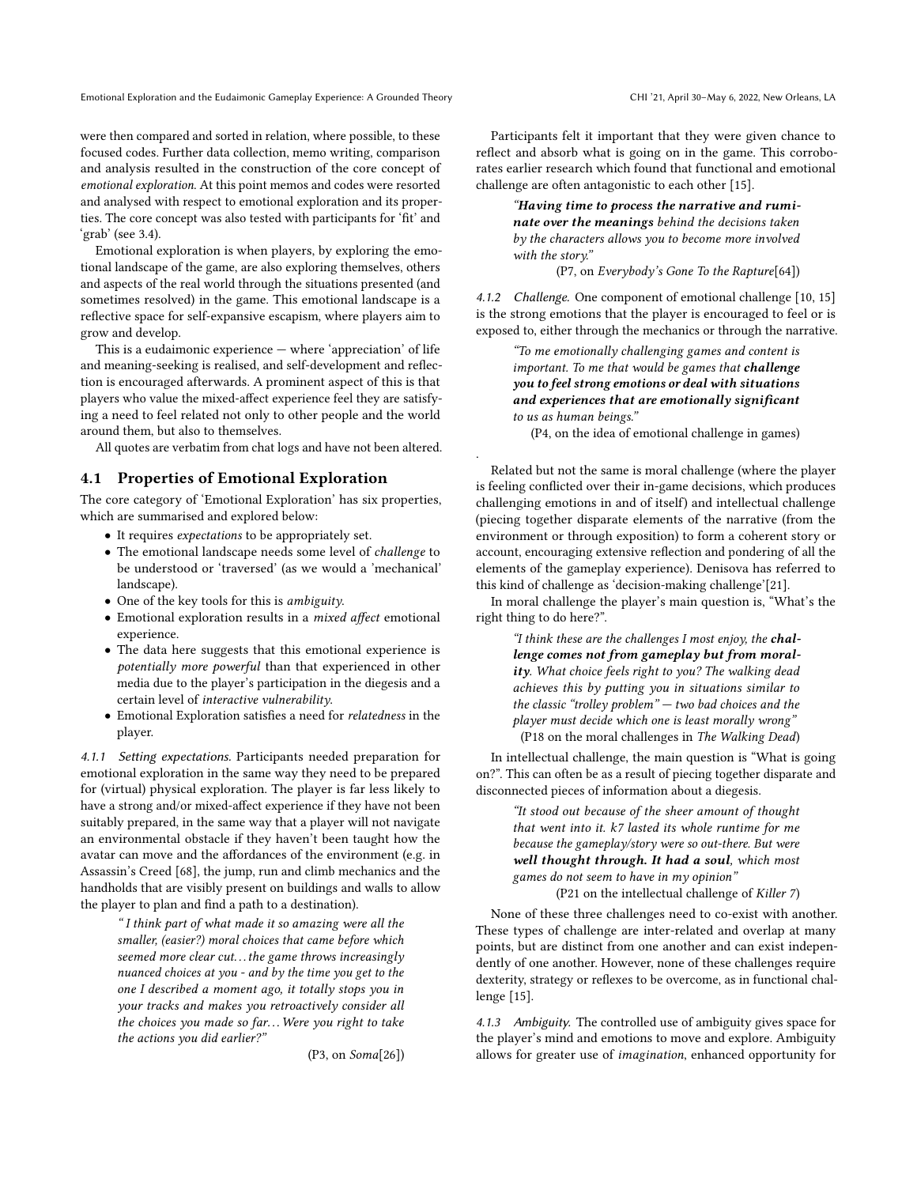were then compared and sorted in relation, where possible, to these focused codes. Further data collection, memo writing, comparison and analysis resulted in the construction of the core concept of *emotional exploration*. At this point memos and codes were resorted and analysed with respect to emotional exploration and its properties. The core concept was also tested with participants for 'fit' and 'grab' (see 3.4).

Emotional exploration is when players, by exploring the emotional landscape of the game, are also exploring themselves, others and aspects of the real world through the situations presented (and sometimes resolved) in the game. This emotional landscape is a reflective space for self-expansive escapism, where players aim to grow and develop.

This is a eudaimonic experience — where 'appreciation' of life and meaning-seeking is realised, and self-development and reflection is encouraged afterwards. A prominent aspect of this is that players who value the mixed-affect experience feel they are satisfying a need to feel related not only to other people and the world around them, but also to themselves.

All quotes are verbatim from chat logs and have not been altered.

## 4.1 Properties of Emotional Exploration

The core category of 'Emotional Exploration' has six properties, which are summarised and explored below:

- It requires *expectations* to be appropriately set.
- The emotional landscape needs some level of *challenge* to be understood or 'traversed' (as we would a 'mechanical' landscape).
- One of the key tools for this is *ambiguity*.
- Emotional exploration results in a *mixed affect* emotional experience.
- The data here suggests that this emotional experience is *potentially more powerful* than that experienced in other media due to the player's participation in the diegesis and a certain level of *interactive vulnerability*.
- Emotional Exploration satisfies a need for *relatedness* in the player.

*4.1.1 Setting expectations.* Participants needed preparation for emotional exploration in the same way they need to be prepared for (virtual) physical exploration. The player is far less likely to have a strong and/or mixed-affect experience if they have not been suitably prepared, in the same way that a player will not navigate an environmental obstacle if they haven't been taught how the avatar can move and the affordances of the environment (e.g. in Assassin's Creed [68], the jump, run and climb mechanics and the handholds that are visibly present on buildings and walls to allow the player to plan and find a path to a destination).

> *" I think part of what made it so amazing were all the smaller, (easier?) moral choices that came before which seemed more clear cut. . . the game throws increasingly nuanced choices at you - and by the time you get to the one I described a moment ago, it totally stops you in your tracks and makes you retroactively consider all the choices you made so far. . . Were you right to take the actions you did earlier?"*
>
> (P3, on *Soma*[26])

Participants felt it important that they were given chance to reflect and absorb what is going on in the game. This corroborates earlier research which found that functional and emotional challenge are often antagonistic to each other [15].

> *"**Having time to process the narrative and ruminate over the meanings** behind the decisions taken by the characters allows you to become more involved with the story."*
>
> (P7, on *Everybody's Gone To the Rapture*[64])

*4.1.2 Challenge.* One component of emotional challenge [10, 15] is the strong emotions that the player is encouraged to feel or is exposed to, either through the mechanics or through the narrative.

> *"To me emotionally challenging games and content is important. To me that would be games that **challenge you to feel strong emotions or deal with situations and experiences that are emotionally significant** to us as human beings."*
>
> (P4, on the idea of emotional challenge in games)

.

Related but not the same is moral challenge (where the player is feeling conflicted over their in-game decisions, which produces challenging emotions in and of itself) and intellectual challenge (piecing together disparate elements of the narrative (from the environment or through exposition) to form a coherent story or account, encouraging extensive reflection and pondering of all the elements of the gameplay experience). Denisova has referred to this kind of challenge as 'decision-making challenge'[21].

In moral challenge the player's main question is, "What's the right thing to do here?".

> *"I think these are the challenges I most enjoy, the **challenge comes not from gameplay but from morality**. What choice feels right to you? The walking dead achieves this by putting you in situations similar to the classic "trolley problem" — two bad choices and the player must decide which one is least morally wrong"*
>
> (P18 on the moral challenges in *The Walking Dead*)

In intellectual challenge, the main question is "What is going on?". This can often be as a result of piecing together disparate and disconnected pieces of information about a diegesis.

> *"It stood out because of the sheer amount of thought that went into it. k7 lasted its whole runtime for me because the gameplay/story were so out-there. But were **well thought through. It had a soul**, which most games do not seem to have in my opinion"*
>
> (P21 on the intellectual challenge of *Killer 7*)

None of these three challenges need to co-exist with another. These types of challenge are inter-related and overlap at many points, but are distinct from one another and can exist independently of one another. However, none of these challenges require dexterity, strategy or reflexes to be overcome, as in functional challenge [15].

*4.1.3 Ambiguity.* The controlled use of ambiguity gives space for the player's mind and emotions to move and explore. Ambiguity allows for greater use of *imagination*, enhanced opportunity for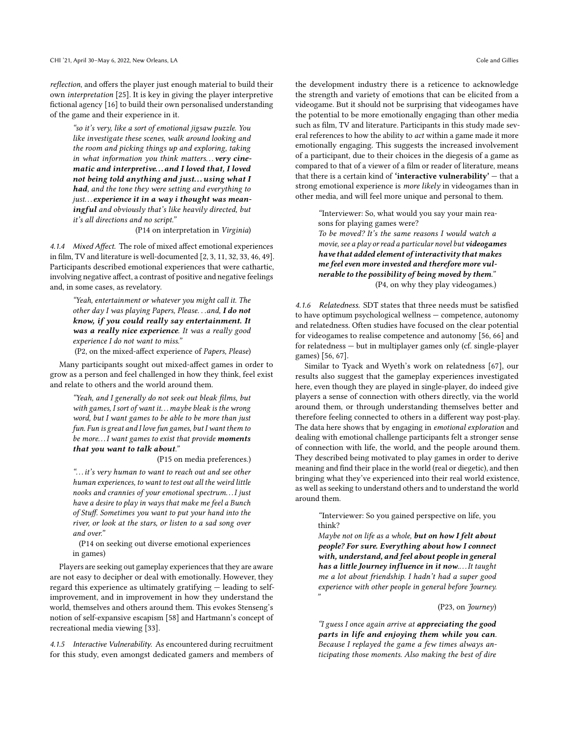*reflection*, and offers the player just enough material to build their own *interpretation* [25]. It is key in giving the player interpretive fictional agency [16] to build their own personalised understanding of the game and their experience in it.

> *"so it's very, like a sort of emotional jigsaw puzzle. You like investigate these scenes, walk around looking and the room and picking things up and exploring, taking in what information you think matters…* ***very cinematic and interpretive… and I loved that, I loved not being told anything and just… using what I had****, and the tone they were setting and everything to just…* ***experience it in a way i thought was meaningful*** *and obviously that's like heavily directed, but it's all directions and no script."*
>
> (P14 on interpretation in *Virginia*)

#### 4.1.4 Mixed Affect.

The role of mixed affect emotional experiences in film, TV and literature is well-documented [2, 3, 11, 32, 33, 46, 49]. Participants described emotional experiences that were cathartic, involving negative affect, a contrast of positive and negative feelings and, in some cases, as revelatory.

> *"Yeah, entertainment or whatever you might call it. The other day I was playing Papers, Please…and,* ***I do not know, if you could really say entertainment. It was a really nice experience****. It was a really good experience I do not want to miss."*
>
> (P2, on the mixed-affect experience of *Papers, Please*)

Many participants sought out mixed-affect games in order to grow as a person and feel challenged in how they think, feel exist and relate to others and the world around them.

> *"Yeah, and I generally do not seek out bleak films, but with games, I sort of want it… maybe bleak is the wrong word, but I want games to be able to be more than just fun. Fun is great and I love fun games, but I want them to be more…I want games to exist that provide* ***moments that you want to talk about****."*
>
> (P15 on media preferences.)

> *"… it's very human to want to reach out and see other human experiences, to want to test out all the weird little nooks and crannies of your emotional spectrum…I just have a desire to play in ways that make me feel a Bunch of Stuff. Sometimes you want to put your hand into the river, or look at the stars, or listen to a sad song over and over."*
>
> (P14 on seeking out diverse emotional experiences in games)

Players are seeking out gameplay experiences that they are aware are not easy to decipher or deal with emotionally. However, they regard this experience as ultimately gratifying — leading to self-improvement, and in improvement in how they understand the world, themselves and others around them. This evokes Stenseng's notion of self-expansive escapism [58] and Hartmann's concept of recreational media viewing [33].

#### 4.1.5 Interactive Vulnerability.

As encountered during recruitment for this study, even amongst dedicated gamers and members of the development industry there is a reticence to acknowledge the strength and variety of emotions that can be elicited from a videogame. But it should not be surprising that videogames have the potential to be more emotionally engaging than other media such as film, TV and literature. Participants in this study made several references to how the ability to *act* within a game made it more emotionally engaging. This suggests the increased involvement of a participant, due to their choices in the diegesis of a game as compared to that of a viewer of a film or reader of literature, means that there is a certain kind of **'interactive vulnerability'** — that a strong emotional experience is *more likely* in videogames than in other media, and will feel more unique and personal to them.

> "Interviewer: So, what would you say your main reasons for playing games were?
> *To be moved? It's the same reasons I would watch a movie, see a play or read a particular novel but* ***videogames have that added element of interactivity that makes me feel even more invested and therefore more vulnerable to the possibility of being moved by them****."*
>
> (P4, on why they play videogames.)

#### 4.1.6 Relatedness.

SDT states that three needs must be satisfied to have optimum psychological wellness — competence, autonomy and relatedness. Often studies have focused on the clear potential for videogames to realise competence and autonomy [56, 66] and for relatedness — but in multiplayer games only (cf. single-player games) [56, 67].

Similar to Tyack and Wyeth's work on relatedness [67], our results also suggest that the gameplay experiences investigated here, even though they are played in single-player, do indeed give players a sense of connection with others directly, via the world around them, or through understanding themselves better and therefore feeling connected to others in a different way post-play. The data here shows that by engaging in *emotional exploration* and dealing with emotional challenge participants felt a stronger sense of connection with life, the world, and the people around them. They described being motivated to play games in order to derive meaning and find their place in the world (real or diegetic), and then bringing what they've experienced into their real world existence, as well as seeking to understand others and to understand the world around them.

> "Interviewer: So you gained perspective on life, you think?
> *Maybe not on life as a whole,* ***but on how I felt about people? For sure. Everything about how I connect with, understand, and feel about people in general has a little Journey influence in it now.****… It taught me a lot about friendship. I hadn't had a super good experience with other people in general before Journey."*
>
> (P23, on *Journey*)

> *"I guess I once again arrive at* ***appreciating the good parts in life and enjoying them while you can****. Because I replayed the game a few times always anticipating those moments. Also making the best of dire*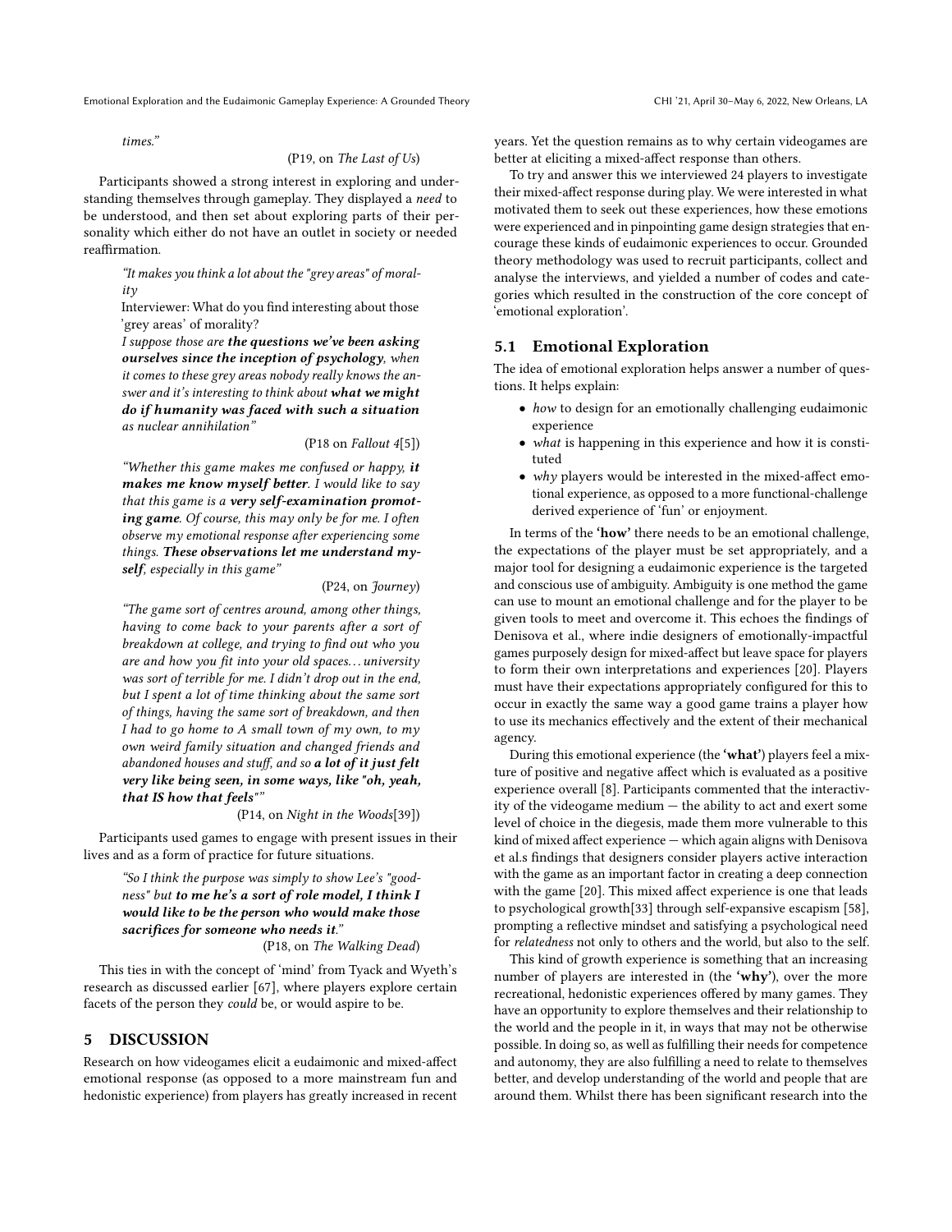*times."*

(P19, on *The Last of Us*)

Participants showed a strong interest in exploring and understanding themselves through gameplay. They displayed a *need* to be understood, and then set about exploring parts of their personality which either do not have an outlet in society or needed reaffirmation.

> *"It makes you think a lot about the "grey areas" of morality*
>
> Interviewer: What do you find interesting about those 'grey areas' of morality?
>
> *I suppose those are **the questions we've been asking ourselves since the inception of psychology**, when it comes to these grey areas nobody really knows the answer and it's interesting to think about **what we might do if humanity was faced with such a situation** as nuclear annihilation"*
>
> (P18 on *Fallout 4*[5])

> *"Whether this game makes me confused or happy, **it makes me know myself better**. I would like to say that this game is a **very self-examination promoting game**. Of course, this may only be for me. I often observe my emotional response after experiencing some things. **These observations let me understand myself**, especially in this game"*
>
> (P24, on *Journey*)

> *"The game sort of centres around, among other things, having to come back to your parents after a sort of breakdown at college, and trying to find out who you are and how you fit into your old spaces... university was sort of terrible for me. I didn't drop out in the end, but I spent a lot of time thinking about the same sort of things, having the same sort of breakdown, and then I had to go home to A small town of my own, to my own weird family situation and changed friends and abandoned houses and stuff, and so **a lot of it just felt very like being seen, in some ways, like "oh, yeah, that IS how that feels"**"*
>
> (P14, on *Night in the Woods*[39])

Participants used games to engage with present issues in their lives and as a form of practice for future situations.

> *"So I think the purpose was simply to show Lee's "goodness" but **to me he's a sort of role model, I think I would like to be the person who would make those sacrifices for someone who needs it**."*
>
> (P18, on *The Walking Dead*)

This ties in with the concept of 'mind' from Tyack and Wyeth's research as discussed earlier [67], where players explore certain facets of the person they *could* be, or would aspire to be.

# 5 DISCUSSION

Research on how videogames elicit a eudaimonic and mixed-affect emotional response (as opposed to a more mainstream fun and hedonistic experience) from players has greatly increased in recent years. Yet the question remains as to why certain videogames are better at eliciting a mixed-affect response than others.

To try and answer this we interviewed 24 players to investigate their mixed-affect response during play. We were interested in what motivated them to seek out these experiences, how these emotions were experienced and in pinpointing game design strategies that encourage these kinds of eudaimonic experiences to occur. Grounded theory methodology was used to recruit participants, collect and analyse the interviews, and yielded a number of codes and categories which resulted in the construction of the core concept of 'emotional exploration'.

## 5.1 Emotional Exploration

The idea of emotional exploration helps answer a number of questions. It helps explain:

- *how* to design for an emotionally challenging eudaimonic experience
- *what* is happening in this experience and how it is constituted
- *why* players would be interested in the mixed-affect emotional experience, as opposed to a more functional-challenge derived experience of 'fun' or enjoyment.

In terms of the **'how'** there needs to be an emotional challenge, the expectations of the player must be set appropriately, and a major tool for designing a eudaimonic experience is the targeted and conscious use of ambiguity. Ambiguity is one method the game can use to mount an emotional challenge and for the player to be given tools to meet and overcome it. This echoes the findings of Denisova et al., where indie designers of emotionally-impactful games purposely design for mixed-affect but leave space for players to form their own interpretations and experiences [20]. Players must have their expectations appropriately configured for this to occur in exactly the same way a good game trains a player how to use its mechanics effectively and the extent of their mechanical agency.

During this emotional experience (the **'what'**) players feel a mixture of positive and negative affect which is evaluated as a positive experience overall [8]. Participants commented that the interactivity of the videogame medium — the ability to act and exert some level of choice in the diegesis, made them more vulnerable to this kind of mixed affect experience — which again aligns with Denisova et al.s findings that designers consider players active interaction with the game as an important factor in creating a deep connection with the game [20]. This mixed affect experience is one that leads to psychological growth[33] through self-expansive escapism [58], prompting a reflective mindset and satisfying a psychological need for *relatedness* not only to others and the world, but also to the self.

This kind of growth experience is something that an increasing number of players are interested in (the **'why'**), over the more recreational, hedonistic experiences offered by many games. They have an opportunity to explore themselves and their relationship to the world and the people in it, in ways that may not be otherwise possible. In doing so, as well as fulfilling their needs for competence and autonomy, they are also fulfilling a need to relate to themselves better, and develop understanding of the world and people that are around them. Whilst there has been significant research into the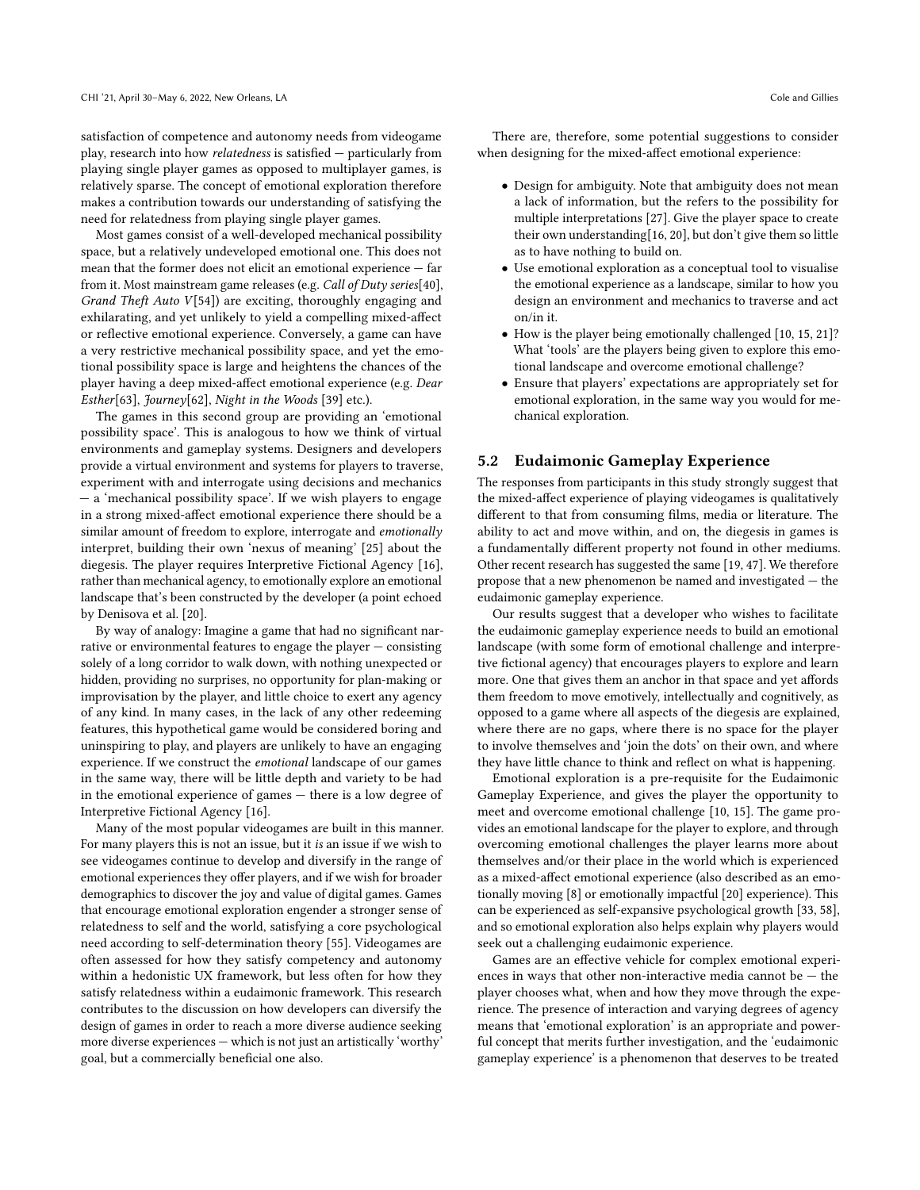satisfaction of competence and autonomy needs from videogame play, research into how *relatedness* is satisfied — particularly from playing single player games as opposed to multiplayer games, is relatively sparse. The concept of emotional exploration therefore makes a contribution towards our understanding of satisfying the need for relatedness from playing single player games.

Most games consist of a well-developed mechanical possibility space, but a relatively undeveloped emotional one. This does not mean that the former does not elicit an emotional experience — far from it. Most mainstream game releases (e.g. *Call of Duty series*[40], *Grand Theft Auto V*[54]) are exciting, thoroughly engaging and exhilarating, and yet unlikely to yield a compelling mixed-affect or reflective emotional experience. Conversely, a game can have a very restrictive mechanical possibility space, and yet the emotional possibility space is large and heightens the chances of the player having a deep mixed-affect emotional experience (e.g. *Dear Esther*[63], *Journey*[62], *Night in the Woods* [39] etc.).

The games in this second group are providing an 'emotional possibility space'. This is analogous to how we think of virtual environments and gameplay systems. Designers and developers provide a virtual environment and systems for players to traverse, experiment with and interrogate using decisions and mechanics — a 'mechanical possibility space'. If we wish players to engage in a strong mixed-affect emotional experience there should be a similar amount of freedom to explore, interrogate and *emotionally* interpret, building their own 'nexus of meaning' [25] about the diegesis. The player requires Interpretive Fictional Agency [16], rather than mechanical agency, to emotionally explore an emotional landscape that's been constructed by the developer (a point echoed by Denisova et al. [20].

By way of analogy: Imagine a game that had no significant narrative or environmental features to engage the player — consisting solely of a long corridor to walk down, with nothing unexpected or hidden, providing no surprises, no opportunity for plan-making or improvisation by the player, and little choice to exert any agency of any kind. In many cases, in the lack of any other redeeming features, this hypothetical game would be considered boring and uninspiring to play, and players are unlikely to have an engaging experience. If we construct the *emotional* landscape of our games in the same way, there will be little depth and variety to be had in the emotional experience of games — there is a low degree of Interpretive Fictional Agency [16].

Many of the most popular videogames are built in this manner. For many players this is not an issue, but it *is* an issue if we wish to see videogames continue to develop and diversify in the range of emotional experiences they offer players, and if we wish for broader demographics to discover the joy and value of digital games. Games that encourage emotional exploration engender a stronger sense of relatedness to self and the world, satisfying a core psychological need according to self-determination theory [55]. Videogames are often assessed for how they satisfy competency and autonomy within a hedonistic UX framework, but less often for how they satisfy relatedness within a eudaimonic framework. This research contributes to the discussion on how developers can diversify the design of games in order to reach a more diverse audience seeking more diverse experiences — which is not just an artistically 'worthy' goal, but a commercially beneficial one also.

There are, therefore, some potential suggestions to consider when designing for the mixed-affect emotional experience:

- Design for ambiguity. Note that ambiguity does not mean a lack of information, but the refers to the possibility for multiple interpretations [27]. Give the player space to create their own understanding[16, 20], but don't give them so little as to have nothing to build on.
- Use emotional exploration as a conceptual tool to visualise the emotional experience as a landscape, similar to how you design an environment and mechanics to traverse and act on/in it.
- How is the player being emotionally challenged [10, 15, 21]? What 'tools' are the players being given to explore this emotional landscape and overcome emotional challenge?
- Ensure that players' expectations are appropriately set for emotional exploration, in the same way you would for mechanical exploration.

## 5.2 Eudaimonic Gameplay Experience

The responses from participants in this study strongly suggest that the mixed-affect experience of playing videogames is qualitatively different to that from consuming films, media or literature. The ability to act and move within, and on, the diegesis in games is a fundamentally different property not found in other mediums. Other recent research has suggested the same [19, 47]. We therefore propose that a new phenomenon be named and investigated — the eudaimonic gameplay experience.

Our results suggest that a developer who wishes to facilitate the eudaimonic gameplay experience needs to build an emotional landscape (with some form of emotional challenge and interpretive fictional agency) that encourages players to explore and learn more. One that gives them an anchor in that space and yet affords them freedom to move emotively, intellectually and cognitively, as opposed to a game where all aspects of the diegesis are explained, where there are no gaps, where there is no space for the player to involve themselves and 'join the dots' on their own, and where they have little chance to think and reflect on what is happening.

Emotional exploration is a pre-requisite for the Eudaimonic Gameplay Experience, and gives the player the opportunity to meet and overcome emotional challenge [10, 15]. The game provides an emotional landscape for the player to explore, and through overcoming emotional challenges the player learns more about themselves and/or their place in the world which is experienced as a mixed-affect emotional experience (also described as an emotionally moving [8] or emotionally impactful [20] experience). This can be experienced as self-expansive psychological growth [33, 58], and so emotional exploration also helps explain why players would seek out a challenging eudaimonic experience.

Games are an effective vehicle for complex emotional experiences in ways that other non-interactive media cannot be — the player chooses what, when and how they move through the experience. The presence of interaction and varying degrees of agency means that 'emotional exploration' is an appropriate and powerful concept that merits further investigation, and the 'eudaimonic gameplay experience' is a phenomenon that deserves to be treated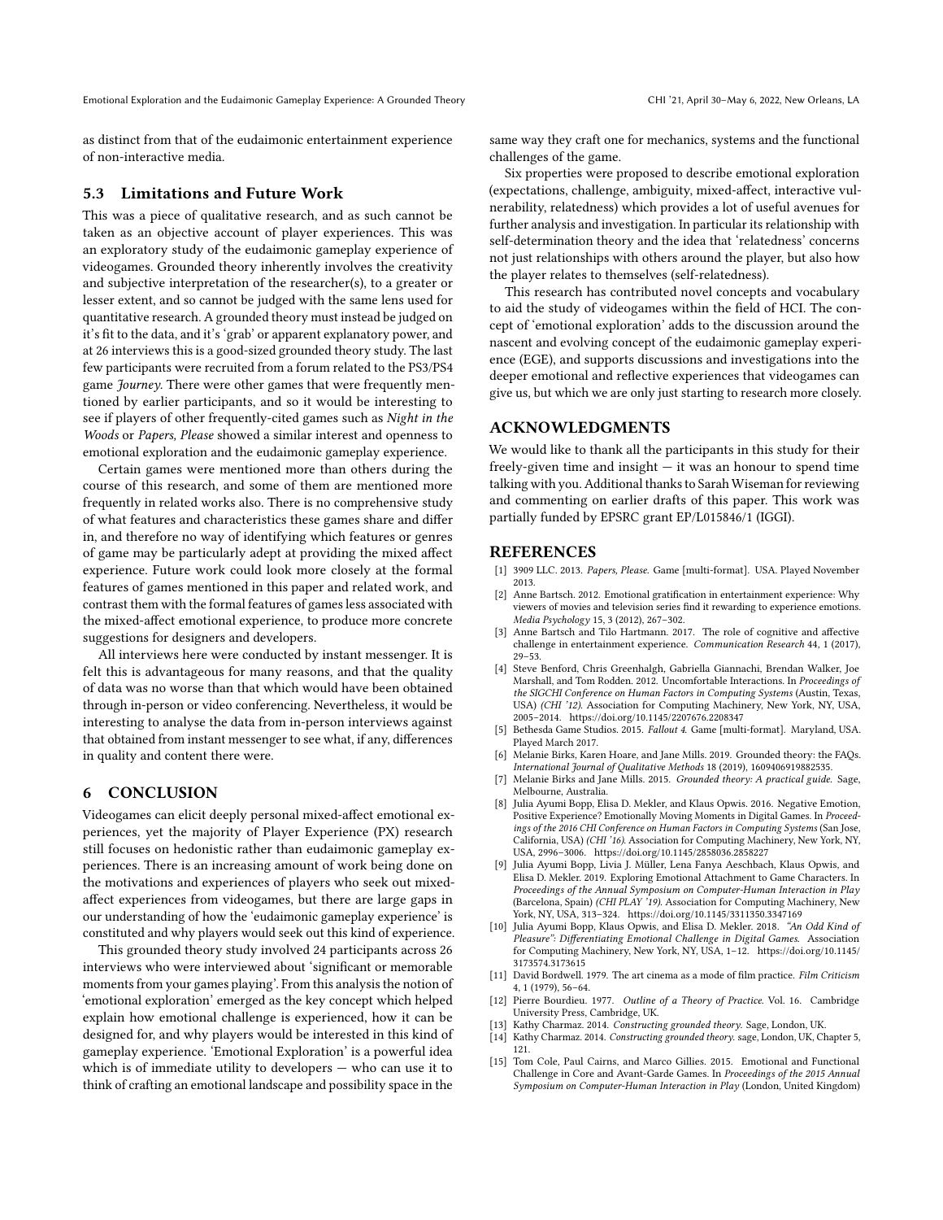as distinct from that of the eudaimonic entertainment experience of non-interactive media.

### 5.3 Limitations and Future Work

This was a piece of qualitative research, and as such cannot be taken as an objective account of player experiences. This was an exploratory study of the eudaimonic gameplay experience of videogames. Grounded theory inherently involves the creativity and subjective interpretation of the researcher(s), to a greater or lesser extent, and so cannot be judged with the same lens used for quantitative research. A grounded theory must instead be judged on it's fit to the data, and it's 'grab' or apparent explanatory power, and at 26 interviews this is a good-sized grounded theory study. The last few participants were recruited from a forum related to the PS3/PS4 game *Journey*. There were other games that were frequently mentioned by earlier participants, and so it would be interesting to see if players of other frequently-cited games such as *Night in the Woods* or *Papers, Please* showed a similar interest and openness to emotional exploration and the eudaimonic gameplay experience.

Certain games were mentioned more than others during the course of this research, and some of them are mentioned more frequently in related works also. There is no comprehensive study of what features and characteristics these games share and differ in, and therefore no way of identifying which features or genres of game may be particularly adept at providing the mixed affect experience. Future work could look more closely at the formal features of games mentioned in this paper and related work, and contrast them with the formal features of games less associated with the mixed-affect emotional experience, to produce more concrete suggestions for designers and developers.

All interviews here were conducted by instant messenger. It is felt this is advantageous for many reasons, and that the quality of data was no worse than that which would have been obtained through in-person or video conferencing. Nevertheless, it would be interesting to analyse the data from in-person interviews against that obtained from instant messenger to see what, if any, differences in quality and content there were.

## 6 CONCLUSION

Videogames can elicit deeply personal mixed-affect emotional experiences, yet the majority of Player Experience (PX) research still focuses on hedonistic rather than eudaimonic gameplay experiences. There is an increasing amount of work being done on the motivations and experiences of players who seek out mixed-affect experiences from videogames, but there are large gaps in our understanding of how the 'eudaimonic gameplay experience' is constituted and why players would seek out this kind of experience.

This grounded theory study involved 24 participants across 26 interviews who were interviewed about 'significant or memorable moments from your games playing'. From this analysis the notion of 'emotional exploration' emerged as the key concept which helped explain how emotional challenge is experienced, how it can be designed for, and why players would be interested in this kind of gameplay experience. 'Emotional Exploration' is a powerful idea which is of immediate utility to developers — who can use it to think of crafting an emotional landscape and possibility space in the same way they craft one for mechanics, systems and the functional challenges of the game.

Six properties were proposed to describe emotional exploration (expectations, challenge, ambiguity, mixed-affect, interactive vulnerability, relatedness) which provides a lot of useful avenues for further analysis and investigation. In particular its relationship with self-determination theory and the idea that 'relatedness' concerns not just relationships with others around the player, but also how the player relates to themselves (self-relatedness).

This research has contributed novel concepts and vocabulary to aid the study of videogames within the field of HCI. The concept of 'emotional exploration' adds to the discussion around the nascent and evolving concept of the eudaimonic gameplay experience (EGE), and supports discussions and investigations into the deeper emotional and reflective experiences that videogames can give us, but which we are only just starting to research more closely.

## ACKNOWLEDGMENTS

We would like to thank all the participants in this study for their freely-given time and insight — it was an honour to spend time talking with you. Additional thanks to Sarah Wiseman for reviewing and commenting on earlier drafts of this paper. This work was partially funded by EPSRC grant EP/L015846/1 (IGGI).

## REFERENCES

[1] 3909 LLC. 2013. *Papers, Please.* Game [multi-format]. USA. Played November 2013.

[2] Anne Bartsch. 2012. Emotional gratification in entertainment experience: Why viewers of movies and television series find it rewarding to experience emotions. *Media Psychology* 15, 3 (2012), 267–302.

[3] Anne Bartsch and Tilo Hartmann. 2017. The role of cognitive and affective challenge in entertainment experience. *Communication Research* 44, 1 (2017), 29–53.

[4] Steve Benford, Chris Greenhalgh, Gabriella Giannachi, Brendan Walker, Joe Marshall, and Tom Rodden. 2012. Uncomfortable Interactions. In *Proceedings of the SIGCHI Conference on Human Factors in Computing Systems* (Austin, Texas, USA) *(CHI '12)*. Association for Computing Machinery, New York, NY, USA, 2005–2014. https://doi.org/10.1145/2207676.2208347

[5] Bethesda Game Studios. 2015. *Fallout 4.* Game [multi-format]. Maryland, USA. Played March 2017.

[6] Melanie Birks, Karen Hoare, and Jane Mills. 2019. Grounded theory: the FAQs. *International Journal of Qualitative Methods* 18 (2019), 1609406919882535.

[7] Melanie Birks and Jane Mills. 2015. *Grounded theory: A practical guide.* Sage, Melbourne, Australia.

[8] Julia Ayumi Bopp, Elisa D. Mekler, and Klaus Opwis. 2016. Negative Emotion, Positive Experience? Emotionally Moving Moments in Digital Games. In *Proceedings of the 2016 CHI Conference on Human Factors in Computing Systems* (San Jose, California, USA) *(CHI '16)*. Association for Computing Machinery, New York, NY, USA, 2996–3006. https://doi.org/10.1145/2858036.2858227

[9] Julia Ayumi Bopp, Livia J. Müller, Lena Fanya Aeschbach, Klaus Opwis, and Elisa D. Mekler. 2019. Exploring Emotional Attachment to Game Characters. In *Proceedings of the Annual Symposium on Computer-Human Interaction in Play* (Barcelona, Spain) *(CHI PLAY '19)*. Association for Computing Machinery, New York, NY, USA, 313–324. https://doi.org/10.1145/3311350.3347169

[10] Julia Ayumi Bopp, Klaus Opwis, and Elisa D. Mekler. 2018. *"An Odd Kind of Pleasure": Differentiating Emotional Challenge in Digital Games.* Association for Computing Machinery, New York, NY, USA, 1–12. https://doi.org/10.1145/3173574.3173615

[11] David Bordwell. 1979. The art cinema as a mode of film practice. *Film Criticism* 4, 1 (1979), 56–64.

[12] Pierre Bourdieu. 1977. *Outline of a Theory of Practice.* Vol. 16. Cambridge University Press, Cambridge, UK.

[13] Kathy Charmaz. 2014. *Constructing grounded theory.* Sage, London, UK.

[14] Kathy Charmaz. 2014. *Constructing grounded theory.* sage, London, UK, Chapter 5, 121.

[15] Tom Cole, Paul Cairns, and Marco Gillies. 2015. Emotional and Functional Challenge in Core and Avant-Garde Games. In *Proceedings of the 2015 Annual Symposium on Computer-Human Interaction in Play* (London, United Kingdom)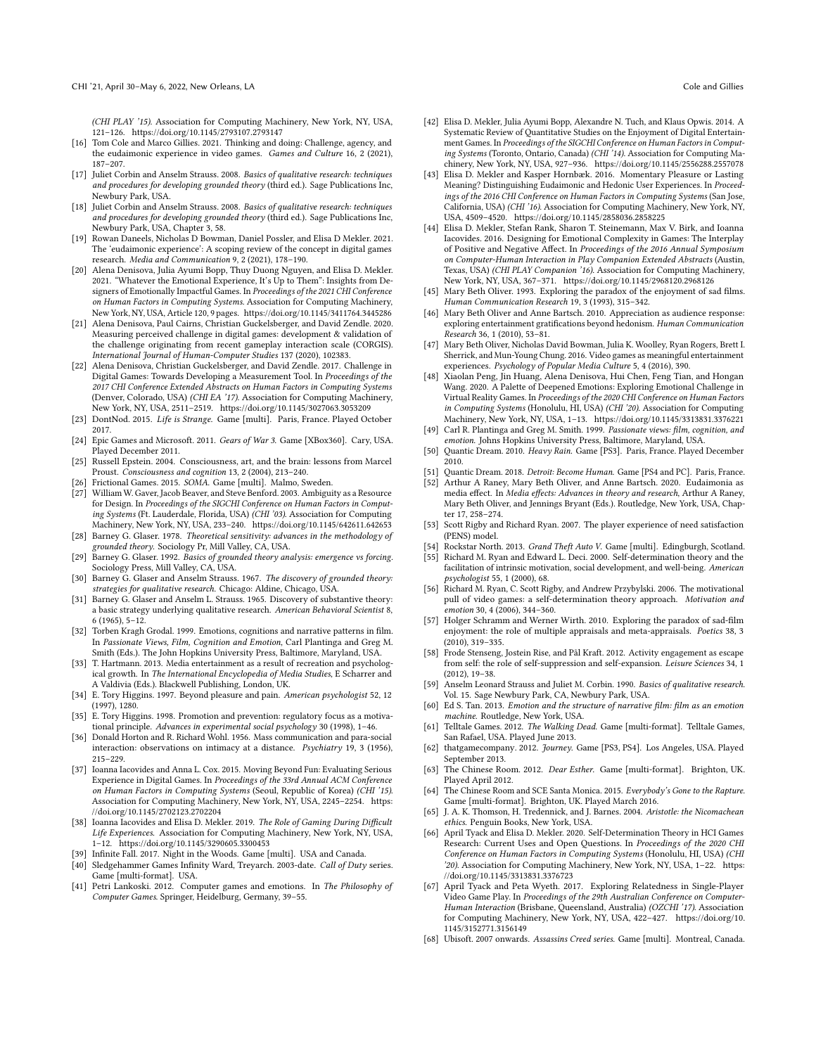(*CHI PLAY '15*). Association for Computing Machinery, New York, NY, USA, 121–126. https://doi.org/10.1145/2793107.2793147

[16] Tom Cole and Marco Gillies. 2021. Thinking and doing: Challenge, agency, and the eudaimonic experience in video games. *Games and Culture* 16, 2 (2021), 187–207.

[17] Juliet Corbin and Anselm Strauss. 2008. *Basics of qualitative research: techniques and procedures for developing grounded theory* (third ed.). Sage Publications Inc, Newbury Park, USA.

[18] Juliet Corbin and Anselm Strauss. 2008. *Basics of qualitative research: techniques and procedures for developing grounded theory* (third ed.). Sage Publications Inc, Newbury Park, USA, Chapter 3, 58.

[19] Rowan Daneels, Nicholas D Bowman, Daniel Possler, and Elisa D Mekler. 2021. The 'eudaimonic experience': A scoping review of the concept in digital games research. *Media and Communication* 9, 2 (2021), 178–190.

[20] Alena Denisova, Julia Ayumi Bopp, Thuy Duong Nguyen, and Elisa D. Mekler. 2021. "Whatever the Emotional Experience, It's Up to Them": Insights from Designers of Emotionally Impactful Games. In *Proceedings of the 2021 CHI Conference on Human Factors in Computing Systems*. Association for Computing Machinery, New York, NY, USA, Article 120, 9 pages. https://doi.org/10.1145/3411764.3445286

[21] Alena Denisova, Paul Cairns, Christian Guckelsberger, and David Zendle. 2020. Measuring perceived challenge in digital games: development & validation of the challenge originating from recent gameplay interaction scale (CORGIS). *International Journal of Human-Computer Studies* 137 (2020), 102383.

[22] Alena Denisova, Christian Guckelsberger, and David Zendle. 2017. Challenge in Digital Games: Towards Developing a Measurement Tool. In *Proceedings of the 2017 CHI Conference Extended Abstracts on Human Factors in Computing Systems* (Denver, Colorado, USA) (*CHI EA '17*). Association for Computing Machinery, New York, NY, USA, 2511–2519. https://doi.org/10.1145/3027063.3053209

[23] DontNod. 2015. *Life is Strange*. Game [multi]. Paris, France. Played October 2017.

[24] Epic Games and Microsoft. 2011. *Gears of War 3*. Game [XBox360]. Cary, USA. Played December 2011.

[25] Russell Epstein. 2004. Consciousness, art, and the brain: lessons from Marcel Proust. *Consciousness and cognition* 13, 2 (2004), 213–240.

[26] Frictional Games. 2015. *SOMA*. Game [multi]. Malmo, Sweden.

[27] William W. Gaver, Jacob Beaver, and Steve Benford. 2003. Ambiguity as a Resource for Design. In *Proceedings of the SIGCHI Conference on Human Factors in Computing Systems* (Ft. Lauderdale, Florida, USA) (*CHI '03*). Association for Computing Machinery, New York, NY, USA, 233–240. https://doi.org/10.1145/642611.642653

[28] Barney G. Glaser. 1978. *Theoretical sensitivity: advances in the methodology of grounded theory*. Sociology Pr, Mill Valley, CA, USA.

[29] Barney G. Glaser. 1992. *Basics of grounded theory analysis: emergence vs forcing*. Sociology Press, Mill Valley, CA, USA.

[30] Barney G. Glaser and Anselm Strauss. 1967. *The discovery of grounded theory: strategies for qualitative research*. Chicago: Aldine, Chicago, USA.

[31] Barney G. Glaser and Anselm L. Strauss. 1965. Discovery of substantive theory: a basic strategy underlying qualitative research. *American Behavioral Scientist* 8, 6 (1965), 5–12.

[32] Torben Kragh Grodal. 1999. Emotions, cognitions and narrative patterns in film. In *Passionate Views, Film, Cognition and Emotion*, Carl Plantinga and Greg M. Smith (Eds.). The John Hopkins University Press, Baltimore, Maryland, USA.

[33] T. Hartmann. 2013. Media entertainment as a result of recreation and psychological growth. In *The International Encyclopedia of Media Studies*, E Scharrer and A Valdivia (Eds.). Blackwell Publishing, London, UK.

[34] E. Tory Higgins. 1997. Beyond pleasure and pain. *American psychologist* 52, 12 (1997), 1280.

[35] E. Tory Higgins. 1998. Promotion and prevention: regulatory focus as a motivational principle. *Advances in experimental social psychology* 30 (1998), 1–46.

[36] Donald Horton and R. Richard Wohl. 1956. Mass communication and para-social interaction: observations on intimacy at a distance. *Psychiatry* 19, 3 (1956), 215–229.

[37] Ioanna Iacovides and Anna L. Cox. 2015. Moving Beyond Fun: Evaluating Serious Experience in Digital Games. In *Proceedings of the 33rd Annual ACM Conference on Human Factors in Computing Systems* (Seoul, Republic of Korea) (*CHI '15*). Association for Computing Machinery, New York, NY, USA, 2245–2254. https://doi.org/10.1145/2702123.2702204

[38] Ioanna Iacovides and Elisa D. Mekler. 2019. *The Role of Gaming During Difficult Life Experiences*. Association for Computing Machinery, New York, NY, USA, 1–12. https://doi.org/10.1145/3290605.3300453

[39] Infinite Fall. 2017. Night in the Woods. Game [multi]. USA and Canada.

[40] Sledgehammer Games Infinity Ward, Treyarch. 2003-date. *Call of Duty* series. Game [multi-format]. USA.

[41] Petri Lankoski. 2012. Computer games and emotions. In *The Philosophy of Computer Games*. Springer, Heidelburg, Germany, 39–55.

[42] Elisa D. Mekler, Julia Ayumi Bopp, Alexandre N. Tuch, and Klaus Opwis. 2014. A Systematic Review of Quantitative Studies on the Enjoyment of Digital Entertainment Games. In *Proceedings of the SIGCHI Conference on Human Factors in Computing Systems* (Toronto, Ontario, Canada) (*CHI '14*). Association for Computing Machinery, New York, NY, USA, 927–936. https://doi.org/10.1145/2556288.2557078

[43] Elisa D. Mekler and Kasper Hornbæk. 2016. Momentary Pleasure or Lasting Meaning? Distinguishing Eudaimonic and Hedonic User Experiences. In *Proceedings of the 2016 CHI Conference on Human Factors in Computing Systems* (San Jose, California, USA) (*CHI '16*). Association for Computing Machinery, New York, NY, USA, 4509–4520. https://doi.org/10.1145/2858036.2858225

[44] Elisa D. Mekler, Stefan Rank, Sharon T. Steinemann, Max V. Birk, and Ioanna Iacovides. 2016. Designing for Emotional Complexity in Games: The Interplay of Positive and Negative Affect. In *Proceedings of the 2016 Annual Symposium on Computer-Human Interaction in Play Companion Extended Abstracts* (Austin, Texas, USA) (*CHI PLAY Companion '16*). Association for Computing Machinery, New York, NY, USA, 367–371. https://doi.org/10.1145/2968120.2968126

[45] Mary Beth Oliver. 1993. Exploring the paradox of the enjoyment of sad films. *Human Communication Research* 19, 3 (1993), 315–342.

[46] Mary Beth Oliver and Anne Bartsch. 2010. Appreciation as audience response: exploring entertainment gratifications beyond hedonism. *Human Communication Research* 36, 1 (2010), 53–81.

[47] Mary Beth Oliver, Nicholas David Bowman, Julia K. Woolley, Ryan Rogers, Brett I. Sherrick, and Mun-Young Chung. 2016. Video games as meaningful entertainment experiences. *Psychology of Popular Media Culture* 5, 4 (2016), 390.

[48] Xiaolan Peng, Jin Huang, Alena Denisova, Hui Chen, Feng Tian, and Hongan Wang. 2020. A Palette of Deepened Emotions: Exploring Emotional Challenge in Virtual Reality Games. In *Proceedings of the 2020 CHI Conference on Human Factors in Computing Systems* (Honolulu, HI, USA) (*CHI '20*). Association for Computing Machinery, New York, NY, USA, 1–13. https://doi.org/10.1145/3313831.3376221

[49] Carl R. Plantinga and Greg M. Smith. 1999. *Passionate views: film, cognition, and emotion*. Johns Hopkins University Press, Baltimore, Maryland, USA.

[50] Quantic Dream. 2010. *Heavy Rain*. Game [PS3]. Paris, France. Played December 2010.

[51] Quantic Dream. 2018. *Detroit: Become Human*. Game [PS4 and PC]. Paris, France.

[52] Arthur A Raney, Mary Beth Oliver, and Anne Bartsch. 2020. Eudaimonia as media effect. In *Media effects: Advances in theory and research*, Arthur A Raney, Mary Beth Oliver, and Jennings Bryant (Eds.). Routledge, New York, USA, Chapter 17, 258–274.

[53] Scott Rigby and Richard Ryan. 2007. The player experience of need satisfaction (PENS) model.

[54] Rockstar North. 2013. *Grand Theft Auto V*. Game [multi]. Edingburgh, Scotland.

[55] Richard M. Ryan and Edward L. Deci. 2000. Self-determination theory and the facilitation of intrinsic motivation, social development, and well-being. *American psychologist* 55, 1 (2000), 68.

[56] Richard M. Ryan, C. Scott Rigby, and Andrew Przybylski. 2006. The motivational pull of video games: a self-determination theory approach. *Motivation and emotion* 30, 4 (2006), 344–360.

[57] Holger Schramm and Werner Wirth. 2010. Exploring the paradox of sad-film enjoyment: the role of multiple appraisals and meta-appraisals. *Poetics* 38, 3 (2010), 319–335.

[58] Frode Stenseng, Jostein Rise, and Pål Kraft. 2012. Activity engagement as escape from self: the role of self-suppression and self-expansion. *Leisure Sciences* 34, 1 (2012), 19–38.

[59] Anselm Leonard Strauss and Juliet M. Corbin. 1990. *Basics of qualitative research*. Vol. 15. Sage Newbury Park, CA, Newbury Park, USA.

[60] Ed S. Tan. 2013. *Emotion and the structure of narrative film: film as an emotion machine*. Routledge, New York, USA.

[61] Telltale Games. 2012. *The Walking Dead*. Game [multi-format]. Telltale Games, San Rafael, USA. Played June 2013.

[62] thatgamecompany. 2012. *Journey*. Game [PS3, PS4]. Los Angeles, USA. Played September 2013.

[63] The Chinese Room. 2012. *Dear Esther*. Game [multi-format]. Brighton, UK. Played April 2012.

[64] The Chinese Room and SCE Santa Monica. 2015. *Everybody's Gone to the Rapture*. Game [multi-format]. Brighton, UK. Played March 2016.

[65] J. A. K. Thomson, H. Tredennick, and J. Barnes. 2004. *Aristotle: the Nicomachean ethics*. Penguin Books, New York, USA.

[66] April Tyack and Elisa D. Mekler. 2020. Self-Determination Theory in HCI Games Research: Current Uses and Open Questions. In *Proceedings of the 2020 CHI Conference on Human Factors in Computing Systems* (Honolulu, HI, USA) (*CHI '20*). Association for Computing Machinery, New York, NY, USA, 1–22. https://doi.org/10.1145/3313831.3376723

[67] April Tyack and Peta Wyeth. 2017. Exploring Relatedness in Single-Player Video Game Play. In *Proceedings of the 29th Australian Conference on Computer-Human Interaction* (Brisbane, Queensland, Australia) (*OZCHI '17*). Association for Computing Machinery, New York, NY, USA, 422–427. https://doi.org/10.1145/3152771.3156149

[68] Ubisoft. 2007 onwards. *Assassins Creed series*. Game [multi]. Montreal, Canada.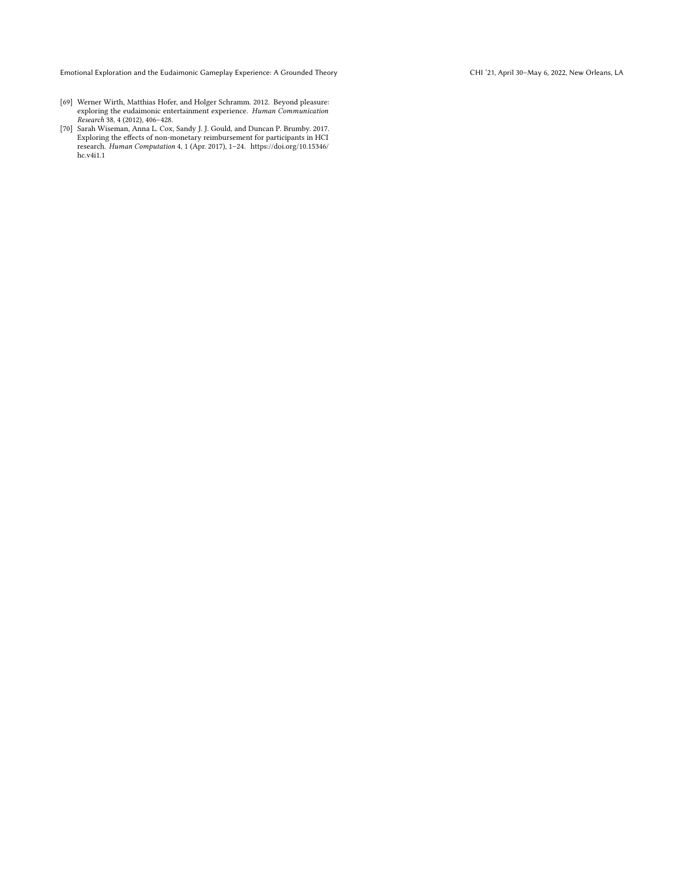[69] Werner Wirth, Matthias Hofer, and Holger Schramm. 2012. Beyond pleasure: exploring the eudaimonic entertainment experience. *Human Communication Research* 38, 4 (2012), 406–428.

[70] Sarah Wiseman, Anna L. Cox, Sandy J. J. Gould, and Duncan P. Brumby. 2017. Exploring the effects of non-monetary reimbursement for participants in HCI research. *Human Computation* 4, 1 (Apr. 2017), 1–24. https://doi.org/10.15346/hc.v4i1.1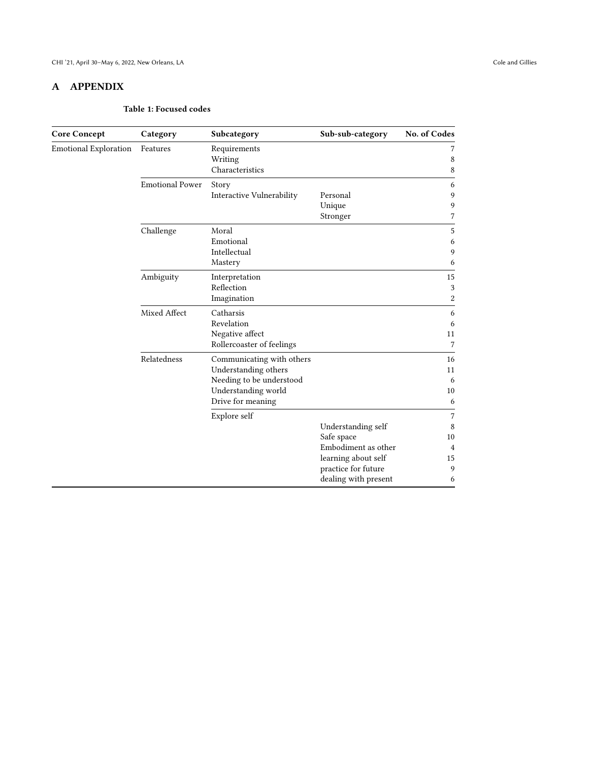# A APPENDIX

**Table 1: Focused codes**

| Core Concept | Category | Subcategory | Sub-sub-category | No. of Codes |
|---|---|---|---|---|
| Emotional Exploration | Features | Requirements | | 7 |
| | | Writing | | 8 |
| | | Characteristics | | 8 |
| | Emotional Power | Story | | 6 |
| | | Interactive Vulnerability | Personal | 9 |
| | | | Unique | 9 |
| | | | Stronger | 7 |
| | Challenge | Moral | | 5 |
| | | Emotional | | 6 |
| | | Intellectual | | 9 |
| | | Mastery | | 6 |
| | Ambiguity | Interpretation | | 15 |
| | | Reflection | | 3 |
| | | Imagination | | 2 |
| | Mixed Affect | Catharsis | | 6 |
| | | Revelation | | 6 |
| | | Negative affect | | 11 |
| | | Rollercoaster of feelings | | 7 |
| | Relatedness | Communicating with others | | 16 |
| | | Understanding others | | 11 |
| | | Needing to be understood | | 6 |
| | | Understanding world | | 10 |
| | | Drive for meaning | | 6 |
| | | Explore self | | 7 |
| | | | Understanding self | 8 |
| | | | Safe space | 10 |
| | | | Embodiment as other | 4 |
| | | | learning about self | 15 |
| | | | practice for future | 9 |
| | | | dealing with present | 6 |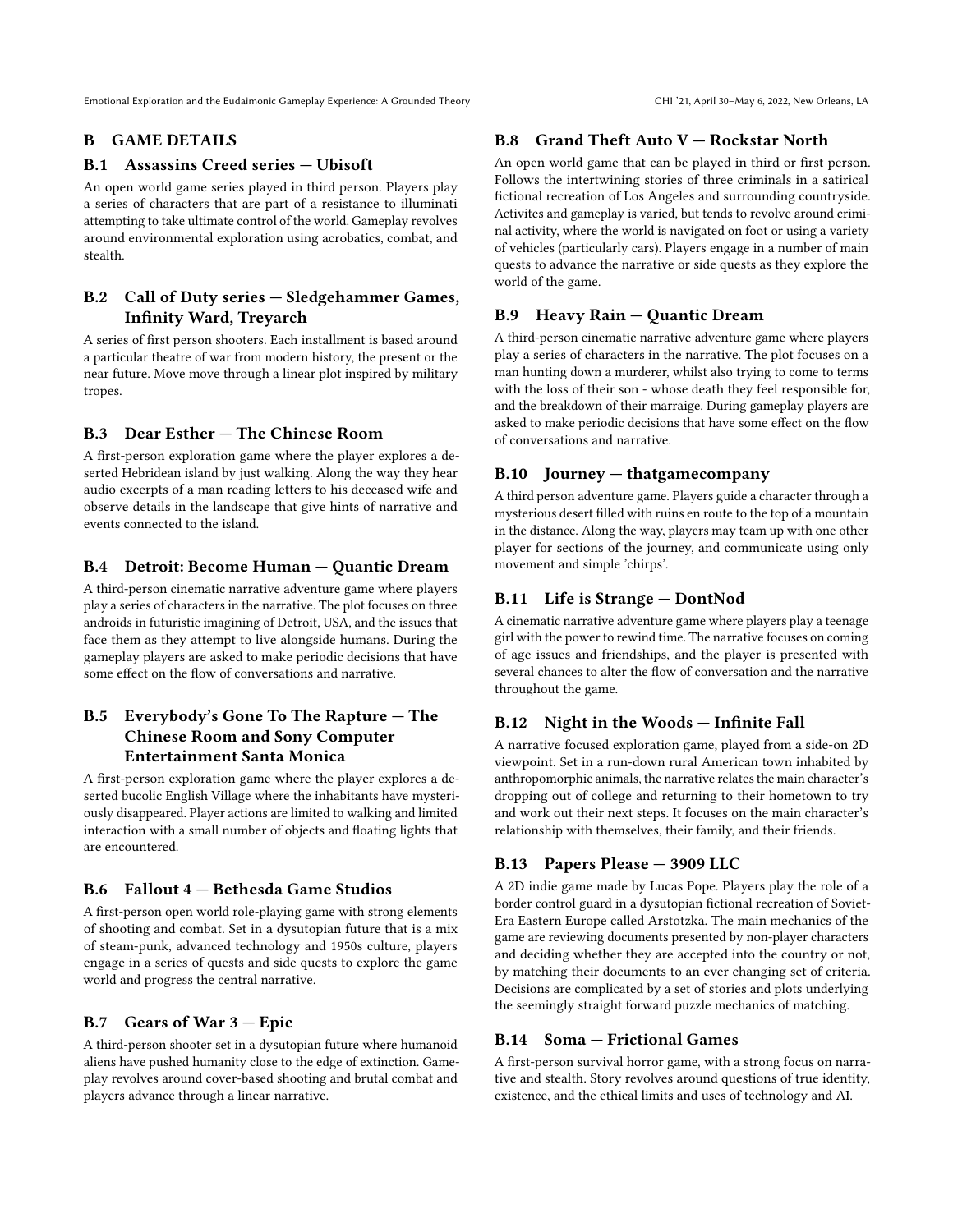## B GAME DETAILS

### B.1 Assassins Creed series — Ubisoft

An open world game series played in third person. Players play a series of characters that are part of a resistance to illuminati attempting to take ultimate control of the world. Gameplay revolves around environmental exploration using acrobatics, combat, and stealth.

### B.2 Call of Duty series — Sledgehammer Games, Infinity Ward, Treyarch

A series of first person shooters. Each installment is based around a particular theatre of war from modern history, the present or the near future. Move move through a linear plot inspired by military tropes.

### B.3 Dear Esther — The Chinese Room

A first-person exploration game where the player explores a deserted Hebridean island by just walking. Along the way they hear audio excerpts of a man reading letters to his deceased wife and observe details in the landscape that give hints of narrative and events connected to the island.

### B.4 Detroit: Become Human — Quantic Dream

A third-person cinematic narrative adventure game where players play a series of characters in the narrative. The plot focuses on three androids in futuristic imagining of Detroit, USA, and the issues that face them as they attempt to live alongside humans. During the gameplay players are asked to make periodic decisions that have some effect on the flow of conversations and narrative.

### B.5 Everybody's Gone To The Rapture — The Chinese Room and Sony Computer Entertainment Santa Monica

A first-person exploration game where the player explores a deserted bucolic English Village where the inhabitants have mysteriously disappeared. Player actions are limited to walking and limited interaction with a small number of objects and floating lights that are encountered.

### B.6 Fallout 4 — Bethesda Game Studios

A first-person open world role-playing game with strong elements of shooting and combat. Set in a dysutopian future that is a mix of steam-punk, advanced technology and 1950s culture, players engage in a series of quests and side quests to explore the game world and progress the central narrative.

### B.7 Gears of War 3 — Epic

A third-person shooter set in a dysutopian future where humanoid aliens have pushed humanity close to the edge of extinction. Gameplay revolves around cover-based shooting and brutal combat and players advance through a linear narrative.

### B.8 Grand Theft Auto V — Rockstar North

An open world game that can be played in third or first person. Follows the intertwining stories of three criminals in a satirical fictional recreation of Los Angeles and surrounding countryside. Activites and gameplay is varied, but tends to revolve around criminal activity, where the world is navigated on foot or using a variety of vehicles (particularly cars). Players engage in a number of main quests to advance the narrative or side quests as they explore the world of the game.

### B.9 Heavy Rain — Quantic Dream

A third-person cinematic narrative adventure game where players play a series of characters in the narrative. The plot focuses on a man hunting down a murderer, whilst also trying to come to terms with the loss of their son - whose death they feel responsible for, and the breakdown of their marraige. During gameplay players are asked to make periodic decisions that have some effect on the flow of conversations and narrative.

### B.10 Journey — thatgamecompany

A third person adventure game. Players guide a character through a mysterious desert filled with ruins en route to the top of a mountain in the distance. Along the way, players may team up with one other player for sections of the journey, and communicate using only movement and simple 'chirps'.

### B.11 Life is Strange — DontNod

A cinematic narrative adventure game where players play a teenage girl with the power to rewind time. The narrative focuses on coming of age issues and friendships, and the player is presented with several chances to alter the flow of conversation and the narrative throughout the game.

### B.12 Night in the Woods — Infinite Fall

A narrative focused exploration game, played from a side-on 2D viewpoint. Set in a run-down rural American town inhabited by anthropomorphic animals, the narrative relates the main character's dropping out of college and returning to their hometown to try and work out their next steps. It focuses on the main character's relationship with themselves, their family, and their friends.

### B.13 Papers Please — 3909 LLC

A 2D indie game made by Lucas Pope. Players play the role of a border control guard in a dysutopian fictional recreation of Soviet-Era Eastern Europe called Arstotzka. The main mechanics of the game are reviewing documents presented by non-player characters and deciding whether they are accepted into the country or not, by matching their documents to an ever changing set of criteria. Decisions are complicated by a set of stories and plots underlying the seemingly straight forward puzzle mechanics of matching.

### B.14 Soma — Frictional Games

A first-person survival horror game, with a strong focus on narrative and stealth. Story revolves around questions of true identity, existence, and the ethical limits and uses of technology and AI.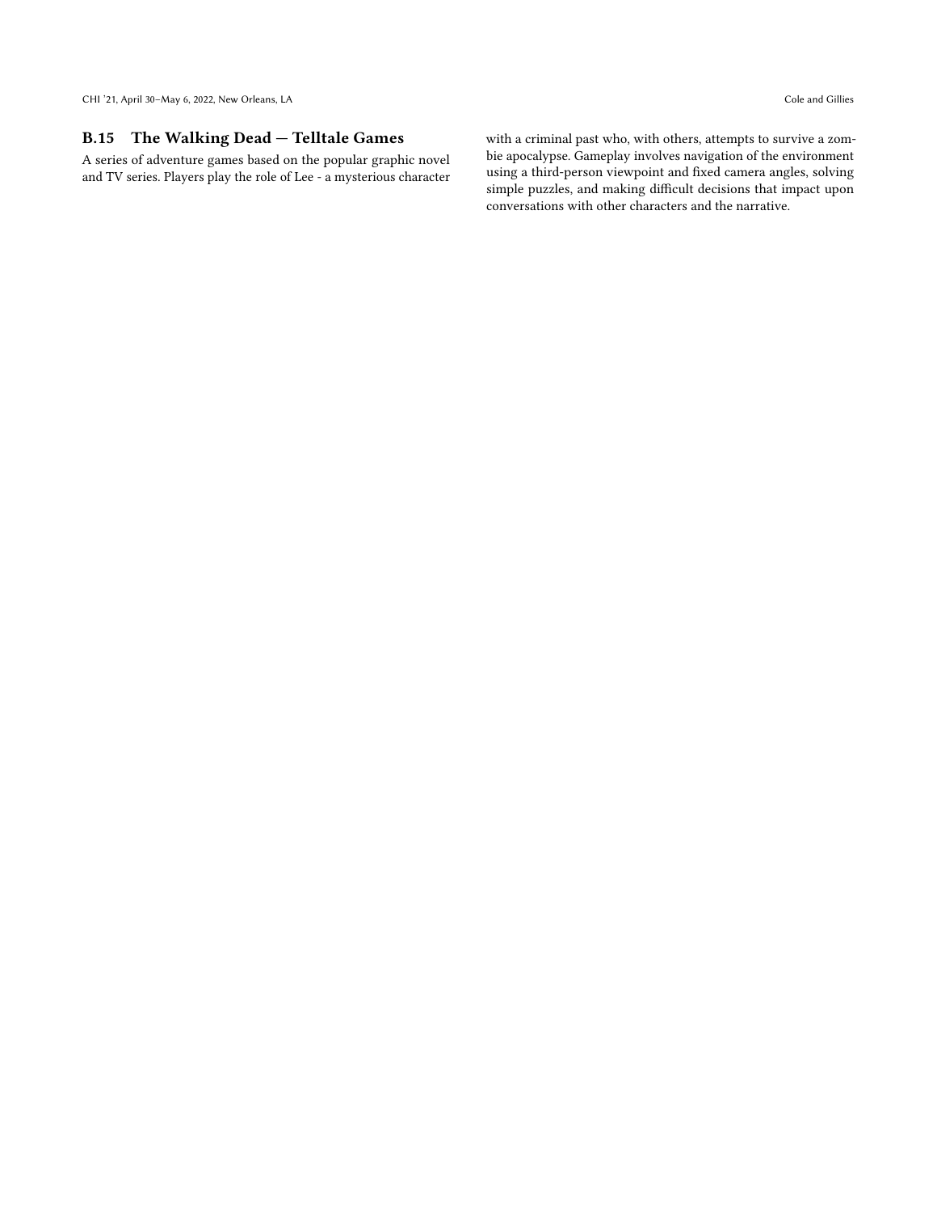### B.15 The Walking Dead — Telltale Games

A series of adventure games based on the popular graphic novel and TV series. Players play the role of Lee - a mysterious character with a criminal past who, with others, attempts to survive a zombie apocalypse. Gameplay involves navigation of the environment using a third-person viewpoint and fixed camera angles, solving simple puzzles, and making difficult decisions that impact upon conversations with other characters and the narrative.